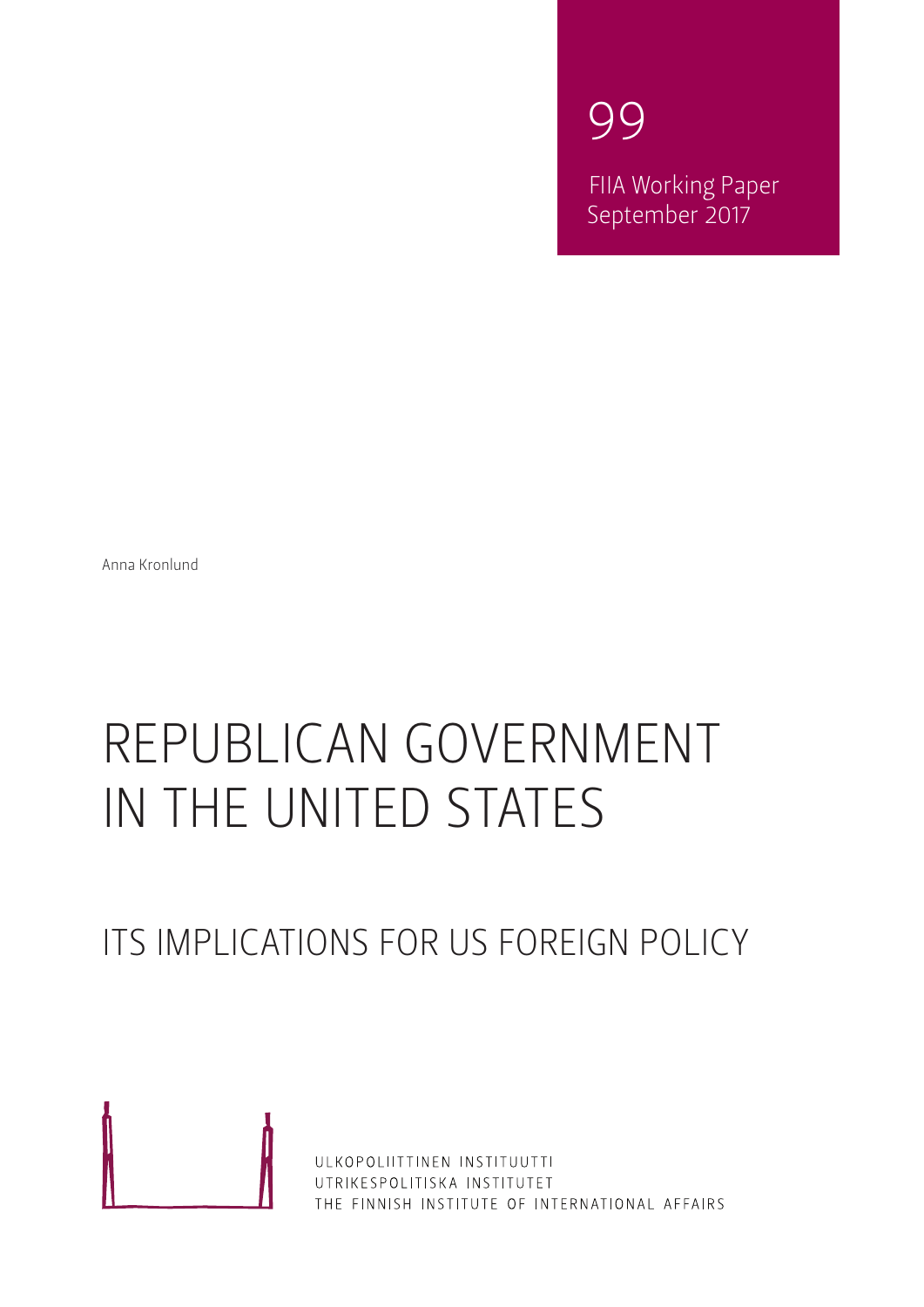99

FIIA Working Paper
September 2017

Anna Kronlund

# REPUBLICAN GOVERNMENT IN THE UNITED STATES

## ITS IMPLICATIONS FOR US FOREIGN POLICY

ULKOPOLIITTINEN INSTITUUTTI
UTRIKESPOLITISKA INSTITUTET
THE FINNISH INSTITUTE OF INTERNATIONAL AFFAIRS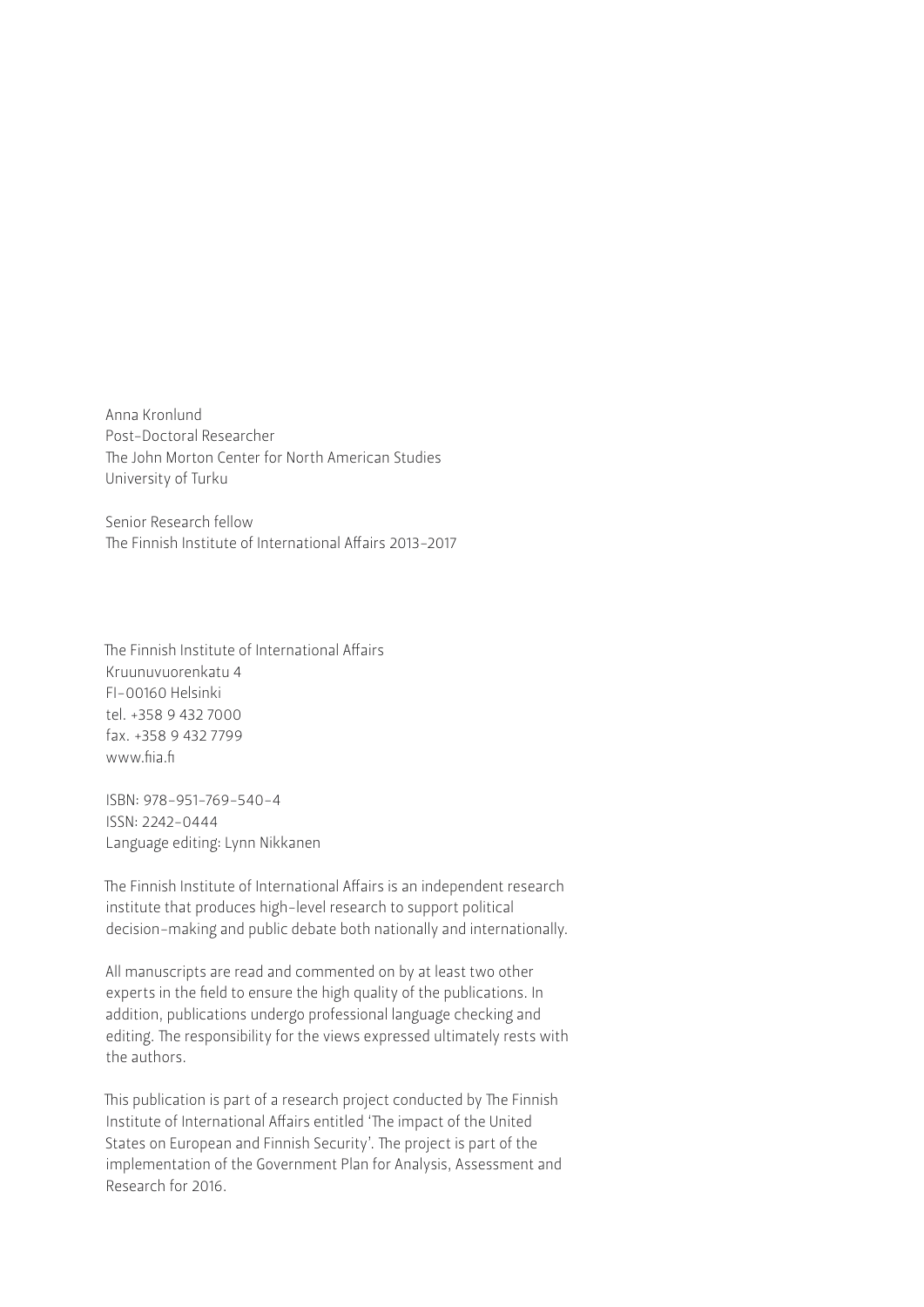Anna Kronlund
Post-Doctoral Researcher
The John Morton Center for North American Studies
University of Turku

Senior Research fellow
The Finnish Institute of International Affairs 2013–2017

The Finnish Institute of International Affairs
Kruunuvuorenkatu 4
FI-00160 Helsinki
tel. +358 9 432 7000
fax. +358 9 432 7799
www.fiia.fi

ISBN: 978-951-769-540-4
ISSN: 2242-0444
Language editing: Lynn Nikkanen

The Finnish Institute of International Affairs is an independent research institute that produces high-level research to support political decision-making and public debate both nationally and internationally.

All manuscripts are read and commented on by at least two other experts in the field to ensure the high quality of the publications. In addition, publications undergo professional language checking and editing. The responsibility for the views expressed ultimately rests with the authors.

This publication is part of a research project conducted by The Finnish Institute of International Affairs entitled 'The impact of the United States on European and Finnish Security'. The project is part of the implementation of the Government Plan for Analysis, Assessment and Research for 2016.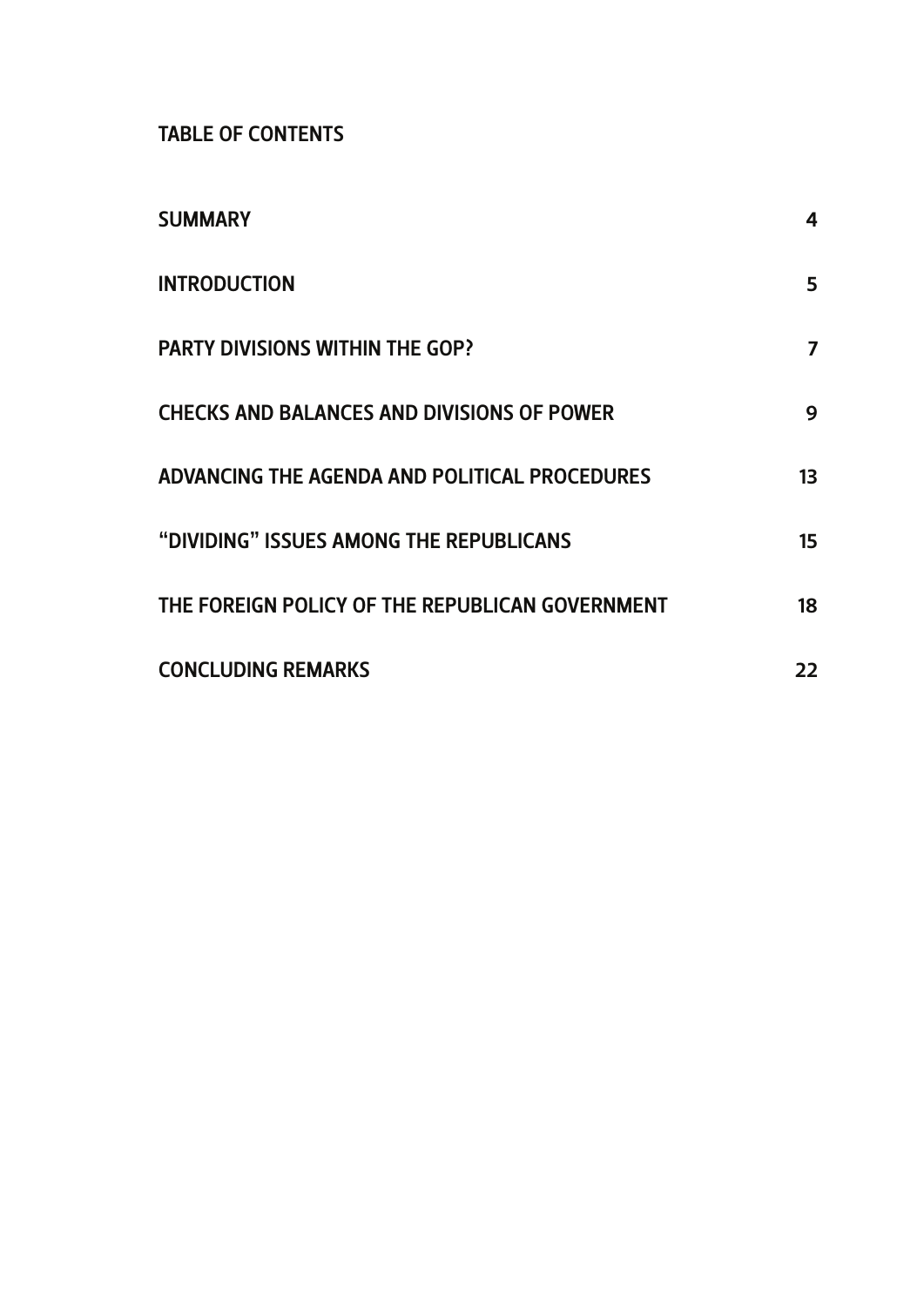## TABLE OF CONTENTS

| | |
|---|---|
| SUMMARY | 4 |
| INTRODUCTION | 5 |
| PARTY DIVISIONS WITHIN THE GOP? | 7 |
| CHECKS AND BALANCES AND DIVISIONS OF POWER | 9 |
| ADVANCING THE AGENDA AND POLITICAL PROCEDURES | 13 |
| “DIVIDING” ISSUES AMONG THE REPUBLICANS | 15 |
| THE FOREIGN POLICY OF THE REPUBLICAN GOVERNMENT | 18 |
| CONCLUDING REMARKS | 22 |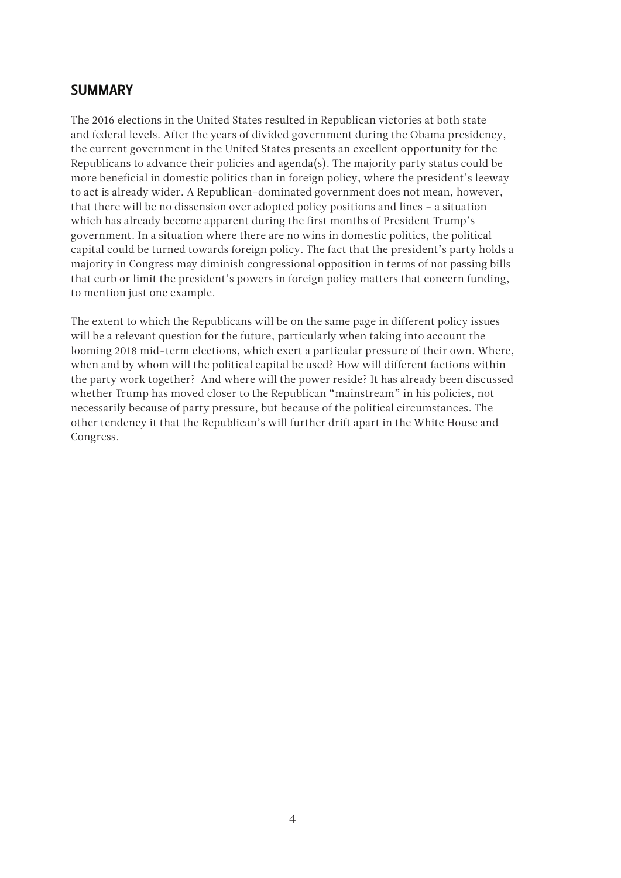## SUMMARY

The 2016 elections in the United States resulted in Republican victories at both state and federal levels. After the years of divided government during the Obama presidency, the current government in the United States presents an excellent opportunity for the Republicans to advance their policies and agenda(s). The majority party status could be more beneficial in domestic politics than in foreign policy, where the president's leeway to act is already wider. A Republican-dominated government does not mean, however, that there will be no dissension over adopted policy positions and lines – a situation which has already become apparent during the first months of President Trump's government. In a situation where there are no wins in domestic politics, the political capital could be turned towards foreign policy. The fact that the president's party holds a majority in Congress may diminish congressional opposition in terms of not passing bills that curb or limit the president's powers in foreign policy matters that concern funding, to mention just one example.

The extent to which the Republicans will be on the same page in different policy issues will be a relevant question for the future, particularly when taking into account the looming 2018 mid-term elections, which exert a particular pressure of their own. Where, when and by whom will the political capital be used? How will different factions within the party work together? And where will the power reside? It has already been discussed whether Trump has moved closer to the Republican "mainstream" in his policies, not necessarily because of party pressure, but because of the political circumstances. The other tendency it that the Republican's will further drift apart in the White House and Congress.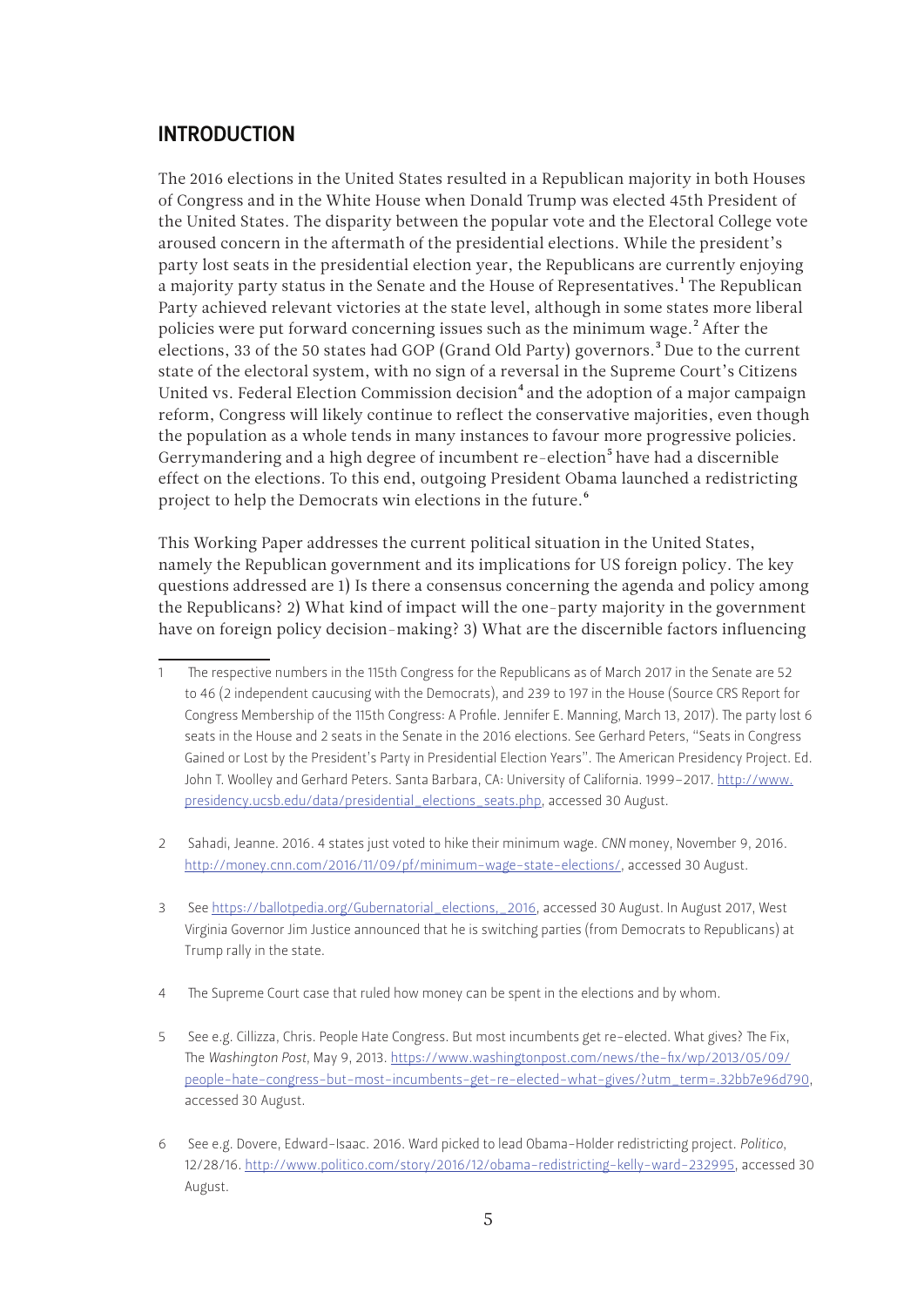## INTRODUCTION

The 2016 elections in the United States resulted in a Republican majority in both Houses of Congress and in the White House when Donald Trump was elected 45th President of the United States. The disparity between the popular vote and the Electoral College vote aroused concern in the aftermath of the presidential elections. While the president's party lost seats in the presidential election year, the Republicans are currently enjoying a majority party status in the Senate and the House of Representatives.[1] The Republican Party achieved relevant victories at the state level, although in some states more liberal policies were put forward concerning issues such as the minimum wage.[2] After the elections, 33 of the 50 states had GOP (Grand Old Party) governors.[3] Due to the current state of the electoral system, with no sign of a reversal in the Supreme Court's Citizens United vs. Federal Election Commission decision[4] and the adoption of a major campaign reform, Congress will likely continue to reflect the conservative majorities, even though the population as a whole tends in many instances to favour more progressive policies. Gerrymandering and a high degree of incumbent re-election[5] have had a discernible effect on the elections. To this end, outgoing President Obama launched a redistricting project to help the Democrats win elections in the future.[6]

This Working Paper addresses the current political situation in the United States, namely the Republican government and its implications for US foreign policy. The key questions addressed are 1) Is there a consensus concerning the agenda and policy among the Republicans? 2) What kind of impact will the one-party majority in the government have on foreign policy decision-making? 3) What are the discernible factors influencing

---

1 The respective numbers in the 115th Congress for the Republicans as of March 2017 in the Senate are 52 to 46 (2 independent caucusing with the Democrats), and 239 to 197 in the House (Source CRS Report for Congress Membership of the 115th Congress: A Profile. Jennifer E. Manning, March 13, 2017). The party lost 6 seats in the House and 2 seats in the Senate in the 2016 elections. See Gerhard Peters, "Seats in Congress Gained or Lost by the President's Party in Presidential Election Years". The American Presidency Project. Ed. John T. Woolley and Gerhard Peters. Santa Barbara, CA: University of California. 1999–2017. http://www.presidency.ucsb.edu/data/presidential_elections_seats.php, accessed 30 August.

2 Sahadi, Jeanne. 2016. 4 states just voted to hike their minimum wage. *CNN* money, November 9, 2016. http://money.cnn.com/2016/11/09/pf/minimum-wage-state-elections/, accessed 30 August.

3 See https://ballotpedia.org/Gubernatorial_elections,_2016, accessed 30 August. In August 2017, West Virginia Governor Jim Justice announced that he is switching parties (from Democrats to Republicans) at Trump rally in the state.

4 The Supreme Court case that ruled how money can be spent in the elections and by whom.

5 See e.g. Cillizza, Chris. People Hate Congress. But most incumbents get re-elected. What gives? The Fix, The *Washington Post*, May 9, 2013. https://www.washingtonpost.com/news/the-fix/wp/2013/05/09/people-hate-congress-but-most-incumbents-get-re-elected-what-gives/?utm_term=.32bb7e96d790, accessed 30 August.

6 See e.g. Dovere, Edward-Isaac. 2016. Ward picked to lead Obama-Holder redistricting project. *Politico*, 12/28/16. http://www.politico.com/story/2016/12/obama-redistricting-kelly-ward-232995, accessed 30 August.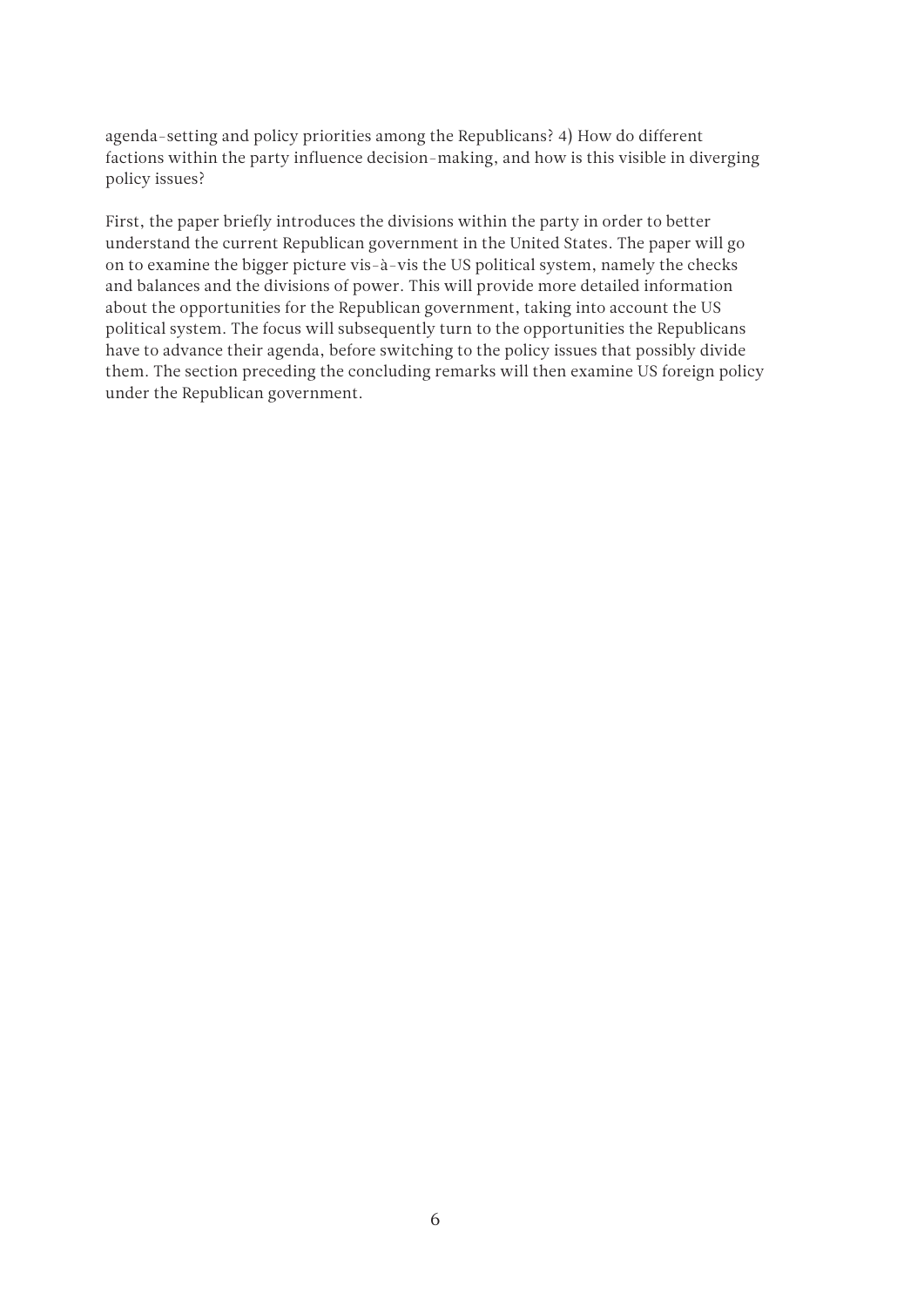agenda-setting and policy priorities among the Republicans? 4) How do different factions within the party influence decision-making, and how is this visible in diverging policy issues?

First, the paper briefly introduces the divisions within the party in order to better understand the current Republican government in the United States. The paper will go on to examine the bigger picture vis-à-vis the US political system, namely the checks and balances and the divisions of power. This will provide more detailed information about the opportunities for the Republican government, taking into account the US political system. The focus will subsequently turn to the opportunities the Republicans have to advance their agenda, before switching to the policy issues that possibly divide them. The section preceding the concluding remarks will then examine US foreign policy under the Republican government.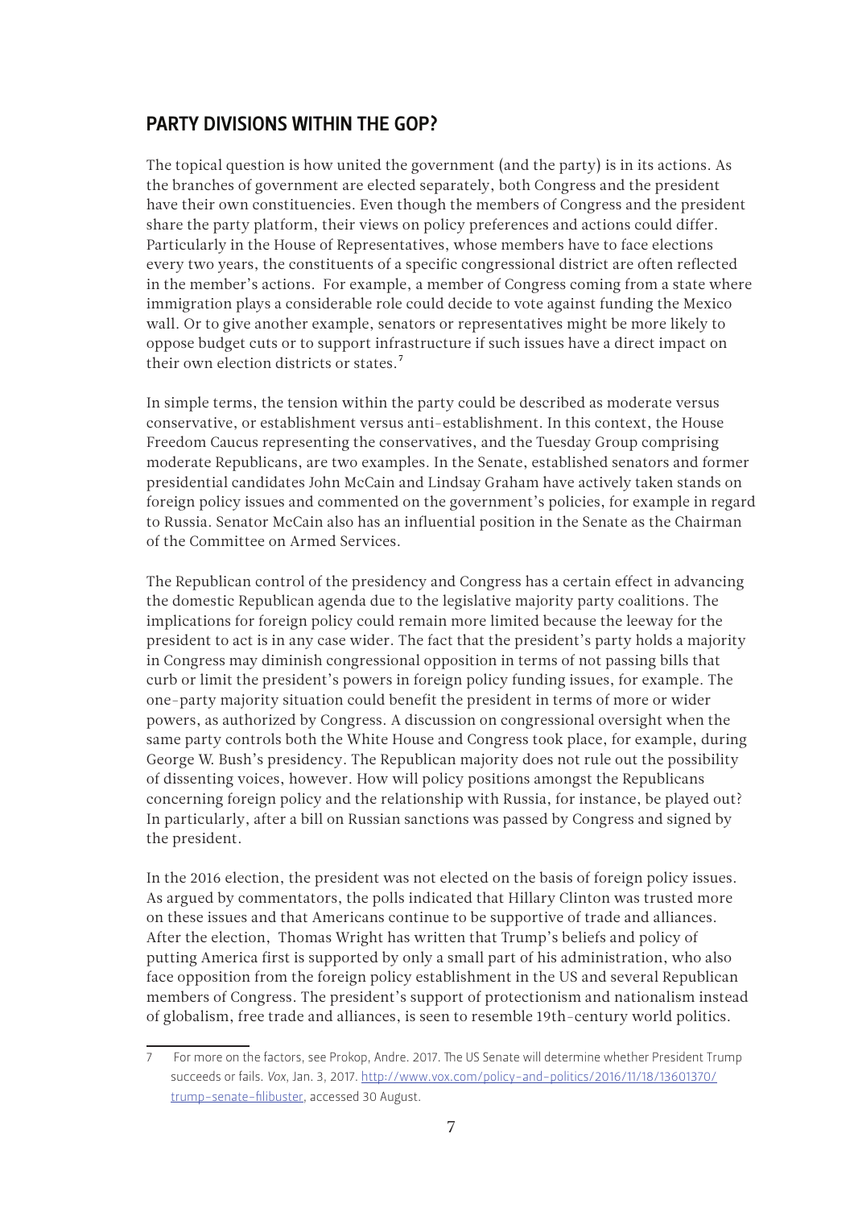## PARTY DIVISIONS WITHIN THE GOP?

The topical question is how united the government (and the party) is in its actions. As the branches of government are elected separately, both Congress and the president have their own constituencies. Even though the members of Congress and the president share the party platform, their views on policy preferences and actions could differ. Particularly in the House of Representatives, whose members have to face elections every two years, the constituents of a specific congressional district are often reflected in the member's actions. For example, a member of Congress coming from a state where immigration plays a considerable role could decide to vote against funding the Mexico wall. Or to give another example, senators or representatives might be more likely to oppose budget cuts or to support infrastructure if such issues have a direct impact on their own election districts or states.[7]

In simple terms, the tension within the party could be described as moderate versus conservative, or establishment versus anti-establishment. In this context, the House Freedom Caucus representing the conservatives, and the Tuesday Group comprising moderate Republicans, are two examples. In the Senate, established senators and former presidential candidates John McCain and Lindsay Graham have actively taken stands on foreign policy issues and commented on the government's policies, for example in regard to Russia. Senator McCain also has an influential position in the Senate as the Chairman of the Committee on Armed Services.

The Republican control of the presidency and Congress has a certain effect in advancing the domestic Republican agenda due to the legislative majority party coalitions. The implications for foreign policy could remain more limited because the leeway for the president to act is in any case wider. The fact that the president's party holds a majority in Congress may diminish congressional opposition in terms of not passing bills that curb or limit the president's powers in foreign policy funding issues, for example. The one-party majority situation could benefit the president in terms of more or wider powers, as authorized by Congress. A discussion on congressional oversight when the same party controls both the White House and Congress took place, for example, during George W. Bush's presidency. The Republican majority does not rule out the possibility of dissenting voices, however. How will policy positions amongst the Republicans concerning foreign policy and the relationship with Russia, for instance, be played out? In particularly, after a bill on Russian sanctions was passed by Congress and signed by the president.

In the 2016 election, the president was not elected on the basis of foreign policy issues. As argued by commentators, the polls indicated that Hillary Clinton was trusted more on these issues and that Americans continue to be supportive of trade and alliances. After the election, Thomas Wright has written that Trump's beliefs and policy of putting America first is supported by only a small part of his administration, who also face opposition from the foreign policy establishment in the US and several Republican members of Congress. The president's support of protectionism and nationalism instead of globalism, free trade and alliances, is seen to resemble 19th-century world politics.

---

7 For more on the factors, see Prokop, Andre. 2017. The US Senate will determine whether President Trump succeeds or fails. *Vox*, Jan. 3, 2017. http://www.vox.com/policy-and-politics/2016/11/18/13601370/trump-senate-filibuster, accessed 30 August.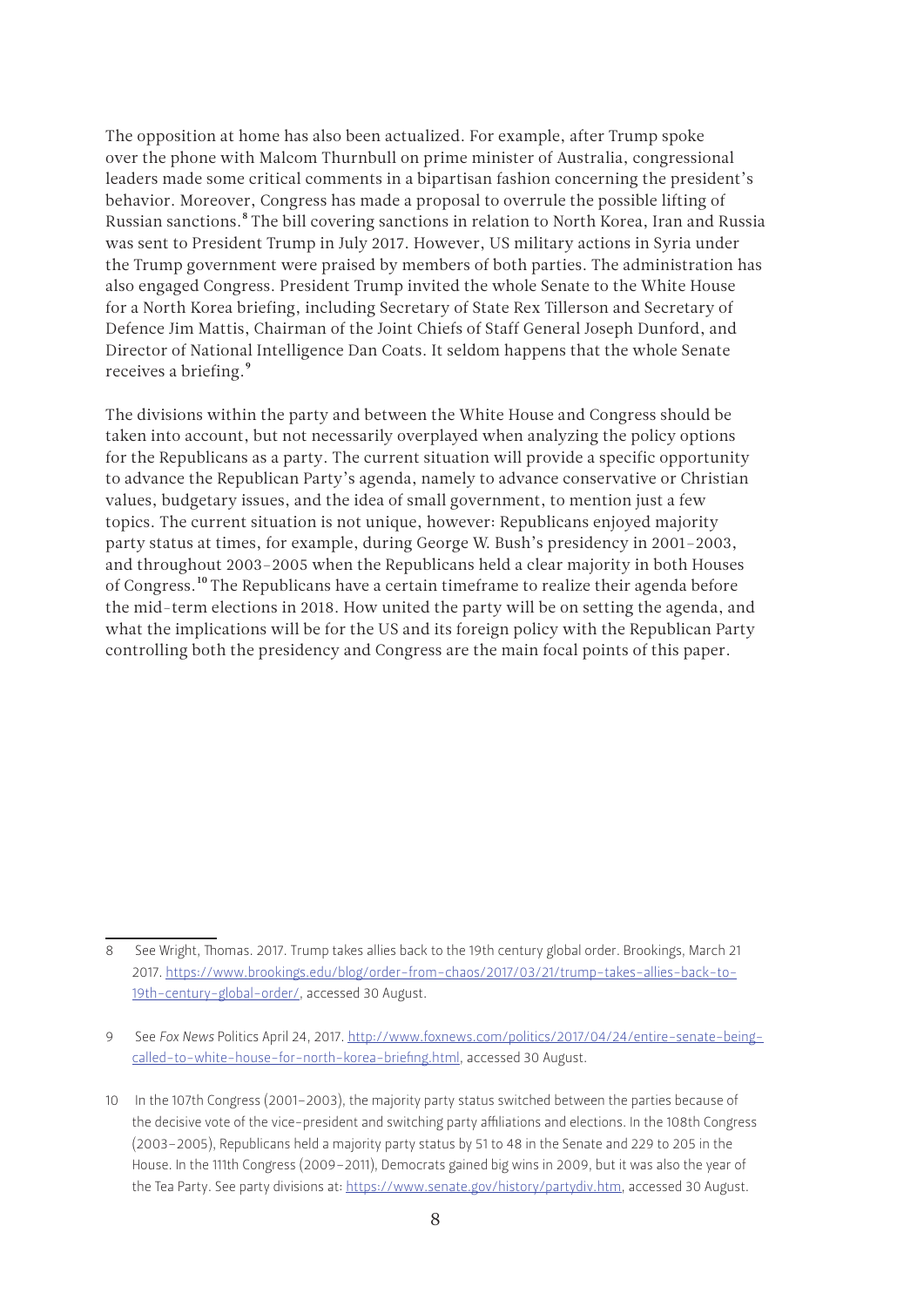The opposition at home has also been actualized. For example, after Trump spoke over the phone with Malcom Thurnbull on prime minister of Australia, congressional leaders made some critical comments in a bipartisan fashion concerning the president's behavior. Moreover, Congress has made a proposal to overrule the possible lifting of Russian sanctions.[8] The bill covering sanctions in relation to North Korea, Iran and Russia was sent to President Trump in July 2017. However, US military actions in Syria under the Trump government were praised by members of both parties. The administration has also engaged Congress. President Trump invited the whole Senate to the White House for a North Korea briefing, including Secretary of State Rex Tillerson and Secretary of Defence Jim Mattis, Chairman of the Joint Chiefs of Staff General Joseph Dunford, and Director of National Intelligence Dan Coats. It seldom happens that the whole Senate receives a briefing.[9]

The divisions within the party and between the White House and Congress should be taken into account, but not necessarily overplayed when analyzing the policy options for the Republicans as a party. The current situation will provide a specific opportunity to advance the Republican Party's agenda, namely to advance conservative or Christian values, budgetary issues, and the idea of small government, to mention just a few topics. The current situation is not unique, however: Republicans enjoyed majority party status at times, for example, during George W. Bush's presidency in 2001–2003, and throughout 2003–2005 when the Republicans held a clear majority in both Houses of Congress.[10] The Republicans have a certain timeframe to realize their agenda before the mid-term elections in 2018. How united the party will be on setting the agenda, and what the implications will be for the US and its foreign policy with the Republican Party controlling both the presidency and Congress are the main focal points of this paper.

---

8 See Wright, Thomas. 2017. Trump takes allies back to the 19th century global order. Brookings, March 21 2017. https://www.brookings.edu/blog/order-from-chaos/2017/03/21/trump-takes-allies-back-to-19th-century-global-order/, accessed 30 August.

9 See *Fox News* Politics April 24, 2017. http://www.foxnews.com/politics/2017/04/24/entire-senate-being-called-to-white-house-for-north-korea-briefing.html, accessed 30 August.

10 In the 107th Congress (2001–2003), the majority party status switched between the parties because of the decisive vote of the vice-president and switching party affiliations and elections. In the 108th Congress (2003–2005), Republicans held a majority party status by 51 to 48 in the Senate and 229 to 205 in the House. In the 111th Congress (2009–2011), Democrats gained big wins in 2009, but it was also the year of the Tea Party. See party divisions at: https://www.senate.gov/history/partydiv.htm, accessed 30 August.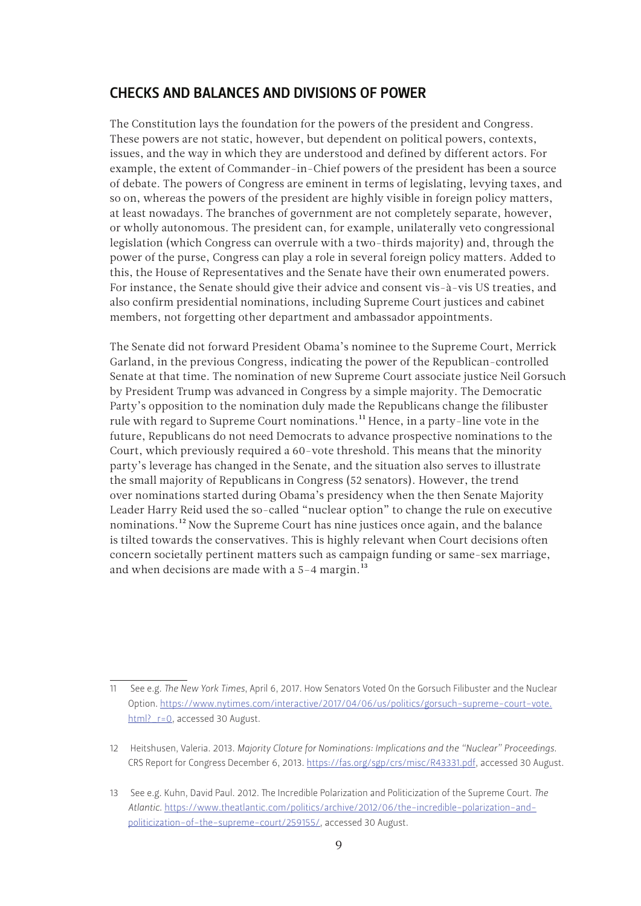## CHECKS AND BALANCES AND DIVISIONS OF POWER

The Constitution lays the foundation for the powers of the president and Congress. These powers are not static, however, but dependent on political powers, contexts, issues, and the way in which they are understood and defined by different actors. For example, the extent of Commander-in-Chief powers of the president has been a source of debate. The powers of Congress are eminent in terms of legislating, levying taxes, and so on, whereas the powers of the president are highly visible in foreign policy matters, at least nowadays. The branches of government are not completely separate, however, or wholly autonomous. The president can, for example, unilaterally veto congressional legislation (which Congress can overrule with a two-thirds majority) and, through the power of the purse, Congress can play a role in several foreign policy matters. Added to this, the House of Representatives and the Senate have their own enumerated powers. For instance, the Senate should give their advice and consent vis-à-vis US treaties, and also confirm presidential nominations, including Supreme Court justices and cabinet members, not forgetting other department and ambassador appointments.

The Senate did not forward President Obama's nominee to the Supreme Court, Merrick Garland, in the previous Congress, indicating the power of the Republican-controlled Senate at that time. The nomination of new Supreme Court associate justice Neil Gorsuch by President Trump was advanced in Congress by a simple majority. The Democratic Party's opposition to the nomination duly made the Republicans change the filibuster rule with regard to Supreme Court nominations.[11] Hence, in a party-line vote in the future, Republicans do not need Democrats to advance prospective nominations to the Court, which previously required a 60-vote threshold. This means that the minority party's leverage has changed in the Senate, and the situation also serves to illustrate the small majority of Republicans in Congress (52 senators). However, the trend over nominations started during Obama's presidency when the then Senate Majority Leader Harry Reid used the so-called "nuclear option" to change the rule on executive nominations.[12] Now the Supreme Court has nine justices once again, and the balance is tilted towards the conservatives. This is highly relevant when Court decisions often concern societally pertinent matters such as campaign funding or same-sex marriage, and when decisions are made with a 5–4 margin.[13]

---

11 See e.g. *The New York Times*, April 6, 2017. How Senators Voted On the Gorsuch Filibuster and the Nuclear Option. https://www.nytimes.com/interactive/2017/04/06/us/politics/gorsuch-supreme-court-vote.html?_r=0, accessed 30 August.

12 Heitshusen, Valeria. 2013. *Majority Cloture for Nominations: Implications and the "Nuclear" Proceedings.* CRS Report for Congress December 6, 2013. https://fas.org/sgp/crs/misc/R43331.pdf, accessed 30 August.

13 See e.g. Kuhn, David Paul. 2012. The Incredible Polarization and Politicization of the Supreme Court. *The Atlantic.* https://www.theatlantic.com/politics/archive/2012/06/the-incredible-polarization-and-politicization-of-the-supreme-court/259155/, accessed 30 August.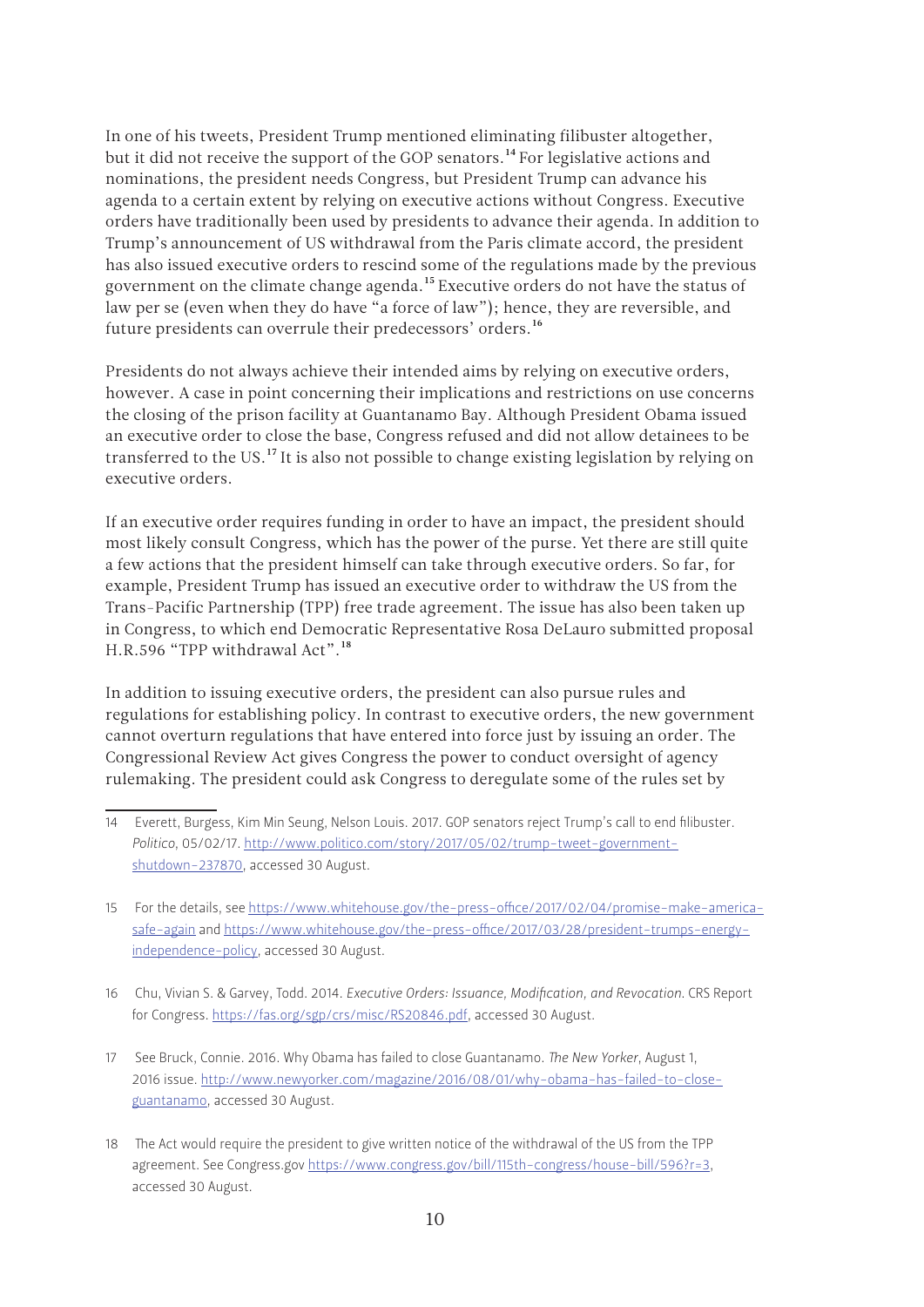In one of his tweets, President Trump mentioned eliminating filibuster altogether, but it did not receive the support of the GOP senators.[14] For legislative actions and nominations, the president needs Congress, but President Trump can advance his agenda to a certain extent by relying on executive actions without Congress. Executive orders have traditionally been used by presidents to advance their agenda. In addition to Trump's announcement of US withdrawal from the Paris climate accord, the president has also issued executive orders to rescind some of the regulations made by the previous government on the climate change agenda.[15] Executive orders do not have the status of law per se (even when they do have "a force of law"); hence, they are reversible, and future presidents can overrule their predecessors' orders.[16]

Presidents do not always achieve their intended aims by relying on executive orders, however. A case in point concerning their implications and restrictions on use concerns the closing of the prison facility at Guantanamo Bay. Although President Obama issued an executive order to close the base, Congress refused and did not allow detainees to be transferred to the US.[17] It is also not possible to change existing legislation by relying on executive orders.

If an executive order requires funding in order to have an impact, the president should most likely consult Congress, which has the power of the purse. Yet there are still quite a few actions that the president himself can take through executive orders. So far, for example, President Trump has issued an executive order to withdraw the US from the Trans-Pacific Partnership (TPP) free trade agreement. The issue has also been taken up in Congress, to which end Democratic Representative Rosa DeLauro submitted proposal H.R.596 "TPP withdrawal Act".[18]

In addition to issuing executive orders, the president can also pursue rules and regulations for establishing policy. In contrast to executive orders, the new government cannot overturn regulations that have entered into force just by issuing an order. The Congressional Review Act gives Congress the power to conduct oversight of agency rulemaking. The president could ask Congress to deregulate some of the rules set by

---

14 Everett, Burgess, Kim Min Seung, Nelson Louis. 2017. GOP senators reject Trump's call to end filibuster. *Politico*, 05/02/17. http://www.politico.com/story/2017/05/02/trump-tweet-government-shutdown-237870, accessed 30 August.

15 For the details, see https://www.whitehouse.gov/the-press-office/2017/02/04/promise-make-america-safe-again and https://www.whitehouse.gov/the-press-office/2017/03/28/president-trumps-energy-independence-policy, accessed 30 August.

16 Chu, Vivian S. & Garvey, Todd. 2014. *Executive Orders: Issuance, Modification, and Revocation*. CRS Report for Congress. https://fas.org/sgp/crs/misc/RS20846.pdf, accessed 30 August.

17 See Bruck, Connie. 2016. Why Obama has failed to close Guantanamo. *The New Yorker*, August 1, 2016 issue. http://www.newyorker.com/magazine/2016/08/01/why-obama-has-failed-to-close-guantanamo, accessed 30 August.

18 The Act would require the president to give written notice of the withdrawal of the US from the TPP agreement. See Congress.gov https://www.congress.gov/bill/115th-congress/house-bill/596?r=3, accessed 30 August.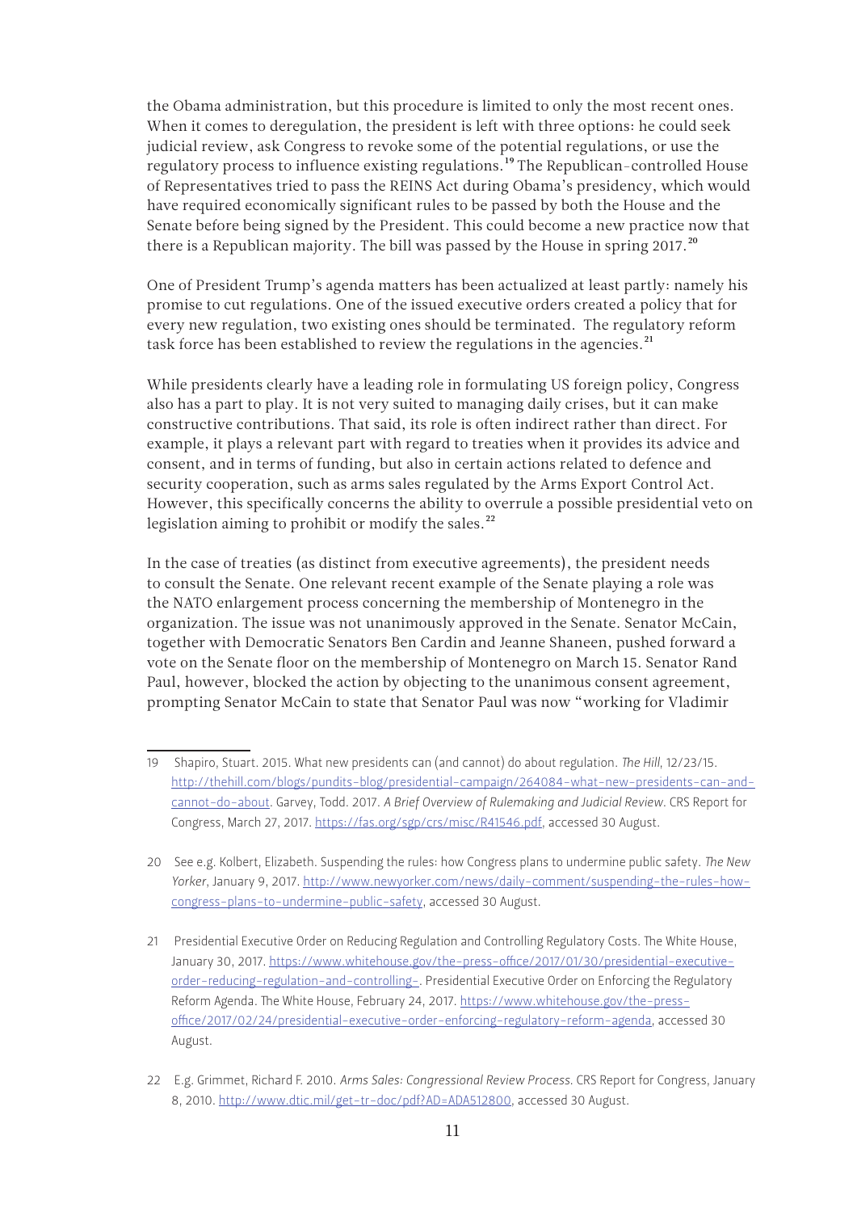the Obama administration, but this procedure is limited to only the most recent ones. When it comes to deregulation, the president is left with three options: he could seek judicial review, ask Congress to revoke some of the potential regulations, or use the regulatory process to influence existing regulations.[19] The Republican-controlled House of Representatives tried to pass the REINS Act during Obama's presidency, which would have required economically significant rules to be passed by both the House and the Senate before being signed by the President. This could become a new practice now that there is a Republican majority. The bill was passed by the House in spring 2017.[20]

One of President Trump's agenda matters has been actualized at least partly: namely his promise to cut regulations. One of the issued executive orders created a policy that for every new regulation, two existing ones should be terminated. The regulatory reform task force has been established to review the regulations in the agencies.[21]

While presidents clearly have a leading role in formulating US foreign policy, Congress also has a part to play. It is not very suited to managing daily crises, but it can make constructive contributions. That said, its role is often indirect rather than direct. For example, it plays a relevant part with regard to treaties when it provides its advice and consent, and in terms of funding, but also in certain actions related to defence and security cooperation, such as arms sales regulated by the Arms Export Control Act. However, this specifically concerns the ability to overrule a possible presidential veto on legislation aiming to prohibit or modify the sales.[22]

In the case of treaties (as distinct from executive agreements), the president needs to consult the Senate. One relevant recent example of the Senate playing a role was the NATO enlargement process concerning the membership of Montenegro in the organization. The issue was not unanimously approved in the Senate. Senator McCain, together with Democratic Senators Ben Cardin and Jeanne Shaneen, pushed forward a vote on the Senate floor on the membership of Montenegro on March 15. Senator Rand Paul, however, blocked the action by objecting to the unanimous consent agreement, prompting Senator McCain to state that Senator Paul was now "working for Vladimir

---

19 Shapiro, Stuart. 2015. What new presidents can (and cannot) do about regulation. *The Hill*, 12/23/15. http://thehill.com/blogs/pundits-blog/presidential-campaign/264084-what-new-presidents-can-and-cannot-do-about. Garvey, Todd. 2017. *A Brief Overview of Rulemaking and Judicial Review*. CRS Report for Congress, March 27, 2017. https://fas.org/sgp/crs/misc/R41546.pdf, accessed 30 August.

20 See e.g. Kolbert, Elizabeth. Suspending the rules: how Congress plans to undermine public safety. *The New Yorker*, January 9, 2017. http://www.newyorker.com/news/daily-comment/suspending-the-rules-how-congress-plans-to-undermine-public-safety, accessed 30 August.

21 Presidential Executive Order on Reducing Regulation and Controlling Regulatory Costs. The White House, January 30, 2017. https://www.whitehouse.gov/the-press-office/2017/01/30/presidential-executive-order-reducing-regulation-and-controlling-. Presidential Executive Order on Enforcing the Regulatory Reform Agenda. The White House, February 24, 2017. https://www.whitehouse.gov/the-press-office/2017/02/24/presidential-executive-order-enforcing-regulatory-reform-agenda, accessed 30 August.

22 E.g. Grimmet, Richard F. 2010. *Arms Sales: Congressional Review Process*. CRS Report for Congress, January 8, 2010. http://www.dtic.mil/get-tr-doc/pdf?AD=ADA512800, accessed 30 August.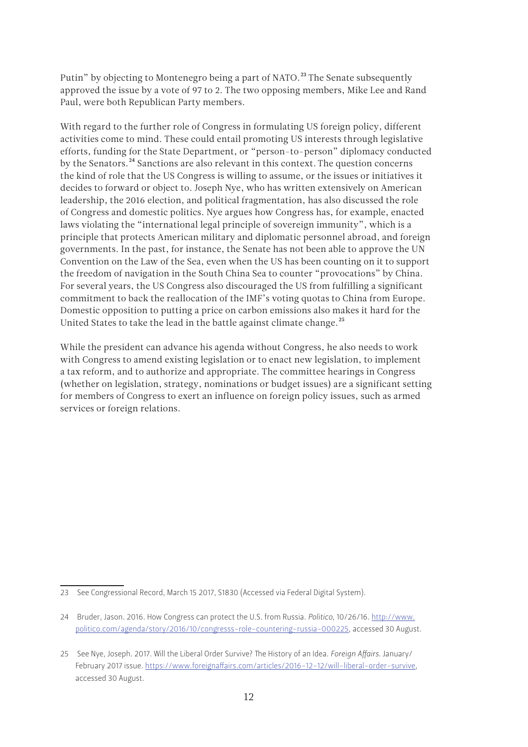Putin" by objecting to Montenegro being a part of NATO.[23] The Senate subsequently approved the issue by a vote of 97 to 2. The two opposing members, Mike Lee and Rand Paul, were both Republican Party members.

With regard to the further role of Congress in formulating US foreign policy, different activities come to mind. These could entail promoting US interests through legislative efforts, funding for the State Department, or "person-to-person" diplomacy conducted by the Senators.[24] Sanctions are also relevant in this context. The question concerns the kind of role that the US Congress is willing to assume, or the issues or initiatives it decides to forward or object to. Joseph Nye, who has written extensively on American leadership, the 2016 election, and political fragmentation, has also discussed the role of Congress and domestic politics. Nye argues how Congress has, for example, enacted laws violating the "international legal principle of sovereign immunity", which is a principle that protects American military and diplomatic personnel abroad, and foreign governments. In the past, for instance, the Senate has not been able to approve the UN Convention on the Law of the Sea, even when the US has been counting on it to support the freedom of navigation in the South China Sea to counter "provocations" by China. For several years, the US Congress also discouraged the US from fulfilling a significant commitment to back the reallocation of the IMF's voting quotas to China from Europe. Domestic opposition to putting a price on carbon emissions also makes it hard for the United States to take the lead in the battle against climate change.[25]

While the president can advance his agenda without Congress, he also needs to work with Congress to amend existing legislation or to enact new legislation, to implement a tax reform, and to authorize and appropriate. The committee hearings in Congress (whether on legislation, strategy, nominations or budget issues) are a significant setting for members of Congress to exert an influence on foreign policy issues, such as armed services or foreign relations.

---

23 See Congressional Record, March 15 2017, S1830 (Accessed via Federal Digital System).

24 Bruder, Jason. 2016. How Congress can protect the U.S. from Russia. *Politico*, 10/26/16. http://www.politico.com/agenda/story/2016/10/congresss-role-countering-russia-000225, accessed 30 August.

25 See Nye, Joseph. 2017. Will the Liberal Order Survive? The History of an Idea. *Foreign Affairs*. January/February 2017 issue. https://www.foreignaffairs.com/articles/2016-12-12/will-liberal-order-survive, accessed 30 August.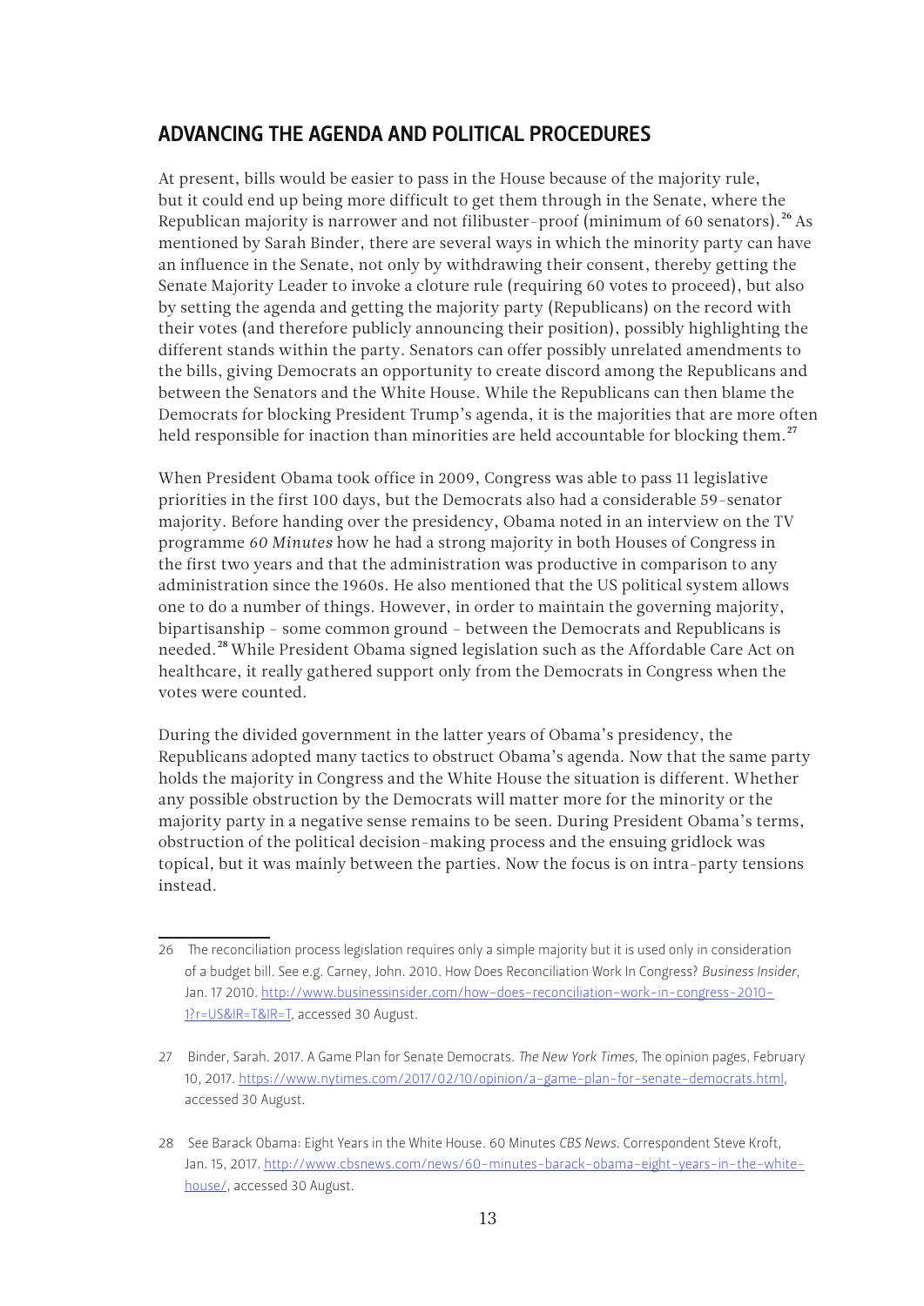## ADVANCING THE AGENDA AND POLITICAL PROCEDURES

At present, bills would be easier to pass in the House because of the majority rule, but it could end up being more difficult to get them through in the Senate, where the Republican majority is narrower and not filibuster-proof (minimum of 60 senators).[26] As mentioned by Sarah Binder, there are several ways in which the minority party can have an influence in the Senate, not only by withdrawing their consent, thereby getting the Senate Majority Leader to invoke a cloture rule (requiring 60 votes to proceed), but also by setting the agenda and getting the majority party (Republicans) on the record with their votes (and therefore publicly announcing their position), possibly highlighting the different stands within the party. Senators can offer possibly unrelated amendments to the bills, giving Democrats an opportunity to create discord among the Republicans and between the Senators and the White House. While the Republicans can then blame the Democrats for blocking President Trump's agenda, it is the majorities that are more often held responsible for inaction than minorities are held accountable for blocking them.[27]

When President Obama took office in 2009, Congress was able to pass 11 legislative priorities in the first 100 days, but the Democrats also had a considerable 59-senator majority. Before handing over the presidency, Obama noted in an interview on the TV programme *60 Minutes* how he had a strong majority in both Houses of Congress in the first two years and that the administration was productive in comparison to any administration since the 1960s. He also mentioned that the US political system allows one to do a number of things. However, in order to maintain the governing majority, bipartisanship – some common ground – between the Democrats and Republicans is needed.[28] While President Obama signed legislation such as the Affordable Care Act on healthcare, it really gathered support only from the Democrats in Congress when the votes were counted.

During the divided government in the latter years of Obama's presidency, the Republicans adopted many tactics to obstruct Obama's agenda. Now that the same party holds the majority in Congress and the White House the situation is different. Whether any possible obstruction by the Democrats will matter more for the minority or the majority party in a negative sense remains to be seen. During President Obama's terms, obstruction of the political decision-making process and the ensuing gridlock was topical, but it was mainly between the parties. Now the focus is on intra-party tensions instead.

---

26 The reconciliation process legislation requires only a simple majority but it is used only in consideration of a budget bill. See e.g. Carney, John. 2010. How Does Reconciliation Work In Congress? *Business Insider*, Jan. 17 2010. http://www.businessinsider.com/how-does-reconciliation-work-in-congress-2010-1?r=US&IR=T&IR=T, accessed 30 August.

27 Binder, Sarah. 2017. A Game Plan for Senate Democrats. *The New York Times*, The opinion pages, February 10, 2017. https://www.nytimes.com/2017/02/10/opinion/a-game-plan-for-senate-democrats.html, accessed 30 August.

28 See Barack Obama: Eight Years in the White House. 60 Minutes *CBS News*. Correspondent Steve Kroft, Jan. 15, 2017. http://www.cbsnews.com/news/60-minutes-barack-obama-eight-years-in-the-white-house/, accessed 30 August.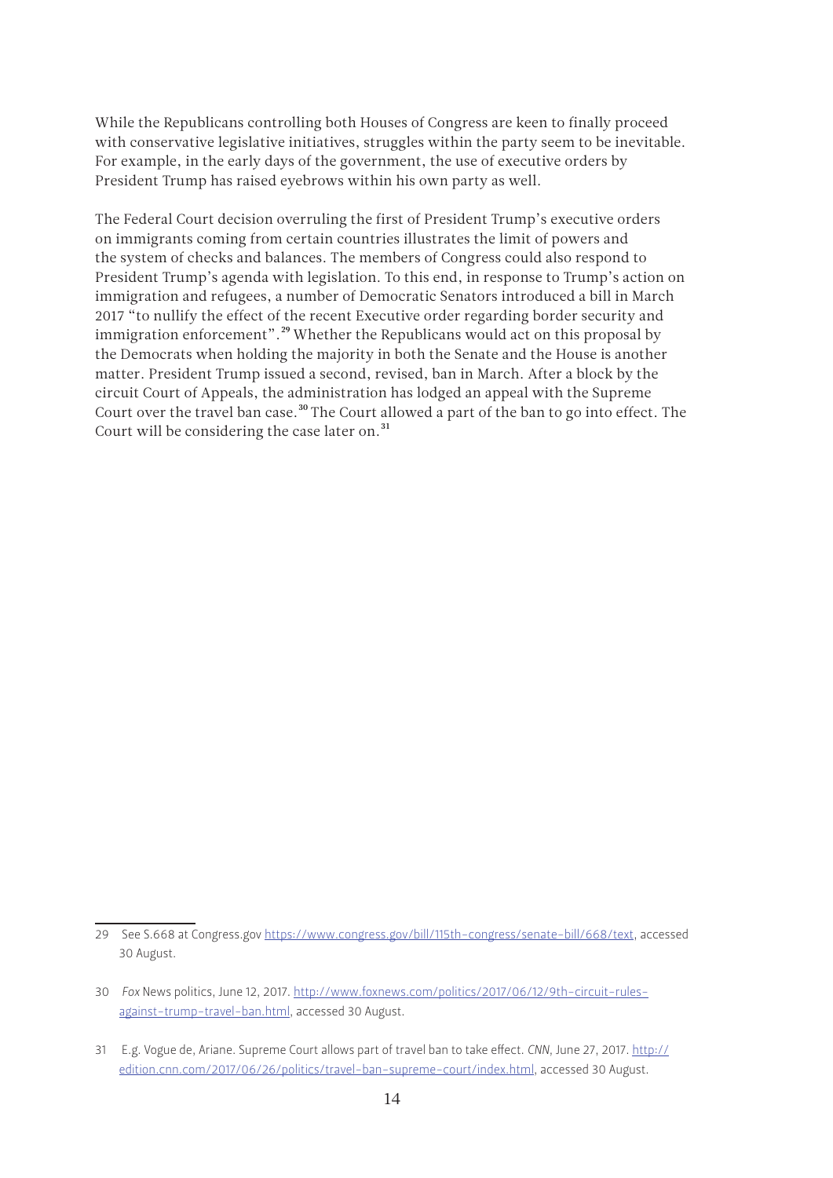While the Republicans controlling both Houses of Congress are keen to finally proceed with conservative legislative initiatives, struggles within the party seem to be inevitable. For example, in the early days of the government, the use of executive orders by President Trump has raised eyebrows within his own party as well.

The Federal Court decision overruling the first of President Trump's executive orders on immigrants coming from certain countries illustrates the limit of powers and the system of checks and balances. The members of Congress could also respond to President Trump's agenda with legislation. To this end, in response to Trump's action on immigration and refugees, a number of Democratic Senators introduced a bill in March 2017 "to nullify the effect of the recent Executive order regarding border security and immigration enforcement".[29] Whether the Republicans would act on this proposal by the Democrats when holding the majority in both the Senate and the House is another matter. President Trump issued a second, revised, ban in March. After a block by the circuit Court of Appeals, the administration has lodged an appeal with the Supreme Court over the travel ban case.[30] The Court allowed a part of the ban to go into effect. The Court will be considering the case later on.[31]

---

29 See S.668 at Congress.gov https://www.congress.gov/bill/115th-congress/senate-bill/668/text, accessed 30 August.

30 *Fox* News politics, June 12, 2017. http://www.foxnews.com/politics/2017/06/12/9th-circuit-rules-against-trump-travel-ban.html, accessed 30 August.

31 E.g. Vogue de, Ariane. Supreme Court allows part of travel ban to take effect. *CNN*, June 27, 2017. http://edition.cnn.com/2017/06/26/politics/travel-ban-supreme-court/index.html, accessed 30 August.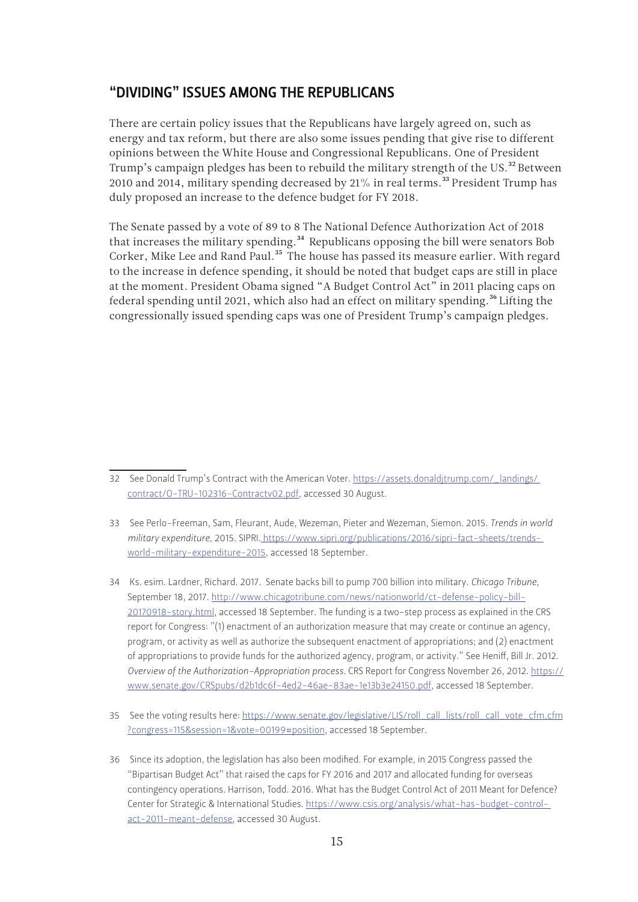## "DIVIDING" ISSUES AMONG THE REPUBLICANS

There are certain policy issues that the Republicans have largely agreed on, such as energy and tax reform, but there are also some issues pending that give rise to different opinions between the White House and Congressional Republicans. One of President Trump's campaign pledges has been to rebuild the military strength of the US.[32] Between 2010 and 2014, military spending decreased by 21% in real terms.[33] President Trump has duly proposed an increase to the defence budget for FY 2018.

The Senate passed by a vote of 89 to 8 The National Defence Authorization Act of 2018 that increases the military spending.[34] Republicans opposing the bill were senators Bob Corker, Mike Lee and Rand Paul.[35] The house has passed its measure earlier. With regard to the increase in defence spending, it should be noted that budget caps are still in place at the moment. President Obama signed "A Budget Control Act" in 2011 placing caps on federal spending until 2021, which also had an effect on military spending.[36] Lifting the congressionally issued spending caps was one of President Trump's campaign pledges.

---

32 See Donald Trump's Contract with the American Voter. https://assets.donaldjtrump.com/_landings/contract/O-TRU-102316-Contractv02.pdf, accessed 30 August.

33 See Perlo-Freeman, Sam, Fleurant, Aude, Wezeman, Pieter and Wezeman, Siemon. 2015. *Trends in world military expenditure*, 2015. SIPRI. https://www.sipri.org/publications/2016/sipri-fact-sheets/trends-world-military-expenditure-2015, accessed 18 September.

34 Ks. esim. Lardner, Richard. 2017. Senate backs bill to pump 700 billion into military. *Chicago Tribune*, September 18, 2017. http://www.chicagotribune.com/news/nationworld/ct-defense-policy-bill-20170918-story.html, accessed 18 September. The funding is a two-step process as explained in the CRS report for Congress: "(1) enactment of an authorization measure that may create or continue an agency, program, or activity as well as authorize the subsequent enactment of appropriations; and (2) enactment of appropriations to provide funds for the authorized agency, program, or activity." See Heniff, Bill Jr. 2012. *Overview of the Authorization-Appropriation process*. CRS Report for Congress November 26, 2012. https://www.senate.gov/CRSpubs/d2b1dc6f-4ed2-46ae-83ae-1e13b3e24150.pdf, accessed 18 September.

35 See the voting results here: https://www.senate.gov/legislative/LIS/roll_call_lists/roll_call_vote_cfm.cfm?congress=115&session=1&vote=00199#position, accessed 18 September.

36 Since its adoption, the legislation has also been modified. For example, in 2015 Congress passed the "Bipartisan Budget Act" that raised the caps for FY 2016 and 2017 and allocated funding for overseas contingency operations. Harrison, Todd. 2016. What has the Budget Control Act of 2011 Meant for Defence? Center for Strategic & International Studies. https://www.csis.org/analysis/what-has-budget-control-act-2011-meant-defense, accessed 30 August.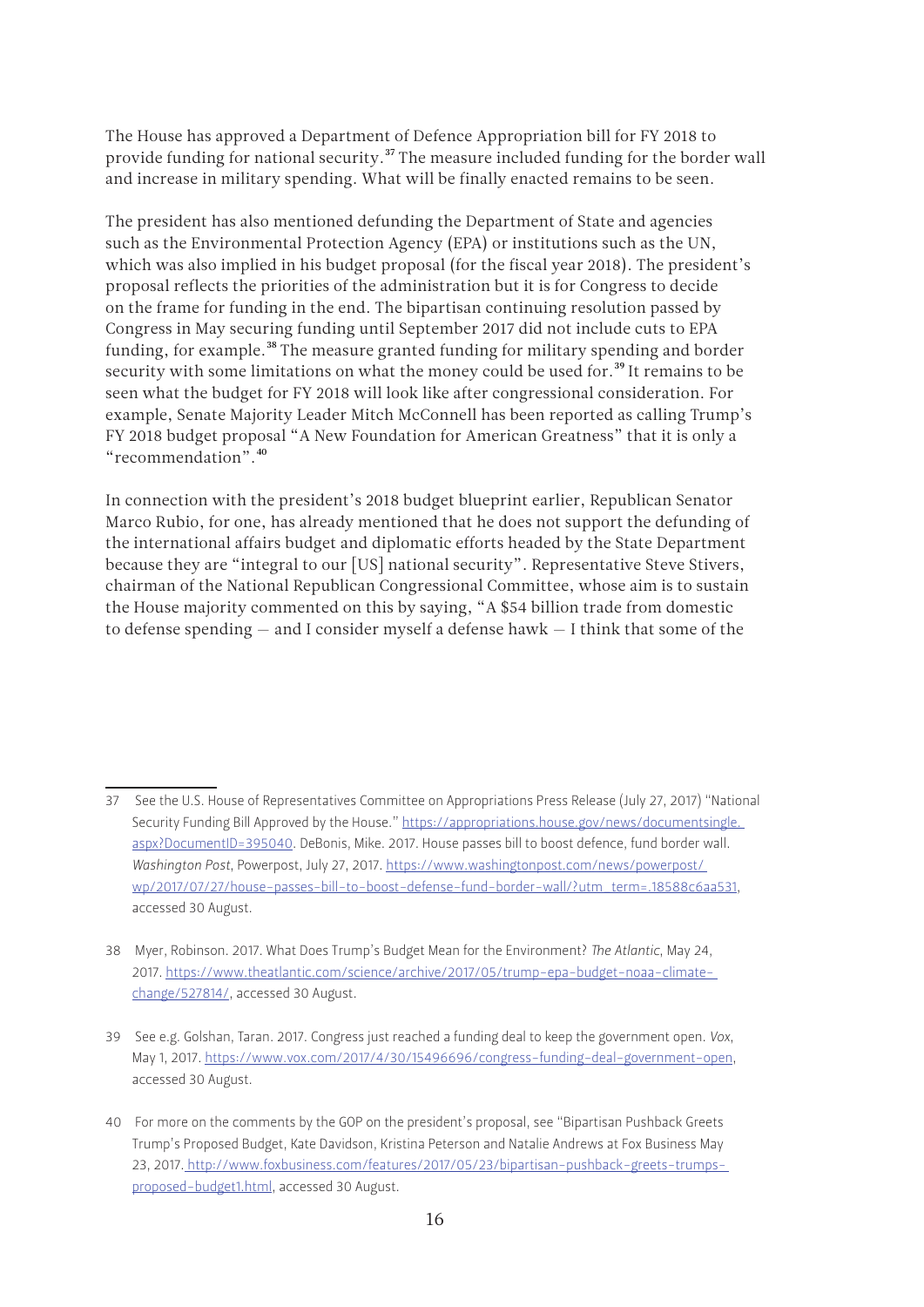The House has approved a Department of Defence Appropriation bill for FY 2018 to provide funding for national security.[37] The measure included funding for the border wall and increase in military spending. What will be finally enacted remains to be seen.

The president has also mentioned defunding the Department of State and agencies such as the Environmental Protection Agency (EPA) or institutions such as the UN, which was also implied in his budget proposal (for the fiscal year 2018). The president's proposal reflects the priorities of the administration but it is for Congress to decide on the frame for funding in the end. The bipartisan continuing resolution passed by Congress in May securing funding until September 2017 did not include cuts to EPA funding, for example.[38] The measure granted funding for military spending and border security with some limitations on what the money could be used for.[39] It remains to be seen what the budget for FY 2018 will look like after congressional consideration. For example, Senate Majority Leader Mitch McConnell has been reported as calling Trump's FY 2018 budget proposal "A New Foundation for American Greatness" that it is only a "recommendation".[40]

In connection with the president's 2018 budget blueprint earlier, Republican Senator Marco Rubio, for one, has already mentioned that he does not support the defunding of the international affairs budget and diplomatic efforts headed by the State Department because they are "integral to our [US] national security". Representative Steve Stivers, chairman of the National Republican Congressional Committee, whose aim is to sustain the House majority commented on this by saying, "A $54 billion trade from domestic to defense spending – and I consider myself a defense hawk – I think that some of the

---

37 See the U.S. House of Representatives Committee on Appropriations Press Release (July 27, 2017) "National Security Funding Bill Approved by the House." https://appropriations.house.gov/news/documentsingle.aspx?DocumentID=395040. DeBonis, Mike. 2017. House passes bill to boost defence, fund border wall. *Washington Post*, Powerpost, July 27, 2017. https://www.washingtonpost.com/news/powerpost/wp/2017/07/27/house-passes-bill-to-boost-defense-fund-border-wall/?utm_term=.18588c6aa531, accessed 30 August.

38 Myer, Robinson. 2017. What Does Trump's Budget Mean for the Environment? *The Atlantic*, May 24, 2017. https://www.theatlantic.com/science/archive/2017/05/trump-epa-budget-noaa-climate-change/527814/, accessed 30 August.

39 See e.g. Golshan, Taran. 2017. Congress just reached a funding deal to keep the government open. *Vox*, May 1, 2017. https://www.vox.com/2017/4/30/15496696/congress-funding-deal-government-open, accessed 30 August.

40 For more on the comments by the GOP on the president's proposal, see "Bipartisan Pushback Greets Trump's Proposed Budget, Kate Davidson, Kristina Peterson and Natalie Andrews at Fox Business May 23, 2017. http://www.foxbusiness.com/features/2017/05/23/bipartisan-pushback-greets-trumps-proposed-budget1.html, accessed 30 August.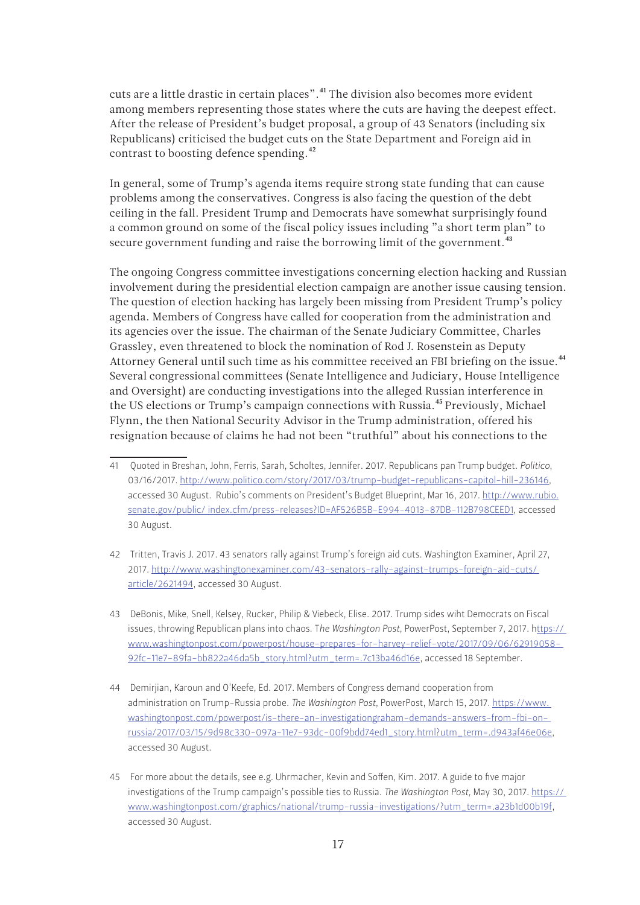cuts are a little drastic in certain places".[41] The division also becomes more evident among members representing those states where the cuts are having the deepest effect. After the release of President's budget proposal, a group of 43 Senators (including six Republicans) criticised the budget cuts on the State Department and Foreign aid in contrast to boosting defence spending.[42]

In general, some of Trump's agenda items require strong state funding that can cause problems among the conservatives. Congress is also facing the question of the debt ceiling in the fall. President Trump and Democrats have somewhat surprisingly found a common ground on some of the fiscal policy issues including "a short term plan" to secure government funding and raise the borrowing limit of the government.[43]

The ongoing Congress committee investigations concerning election hacking and Russian involvement during the presidential election campaign are another issue causing tension. The question of election hacking has largely been missing from President Trump's policy agenda. Members of Congress have called for cooperation from the administration and its agencies over the issue. The chairman of the Senate Judiciary Committee, Charles Grassley, even threatened to block the nomination of Rod J. Rosenstein as Deputy Attorney General until such time as his committee received an FBI briefing on the issue.[44] Several congressional committees (Senate Intelligence and Judiciary, House Intelligence and Oversight) are conducting investigations into the alleged Russian interference in the US elections or Trump's campaign connections with Russia.[45] Previously, Michael Flynn, the then National Security Advisor in the Trump administration, offered his resignation because of claims he had not been "truthful" about his connections to the

---

41 Quoted in Breshan, John, Ferris, Sarah, Scholtes, Jennifer. 2017. Republicans pan Trump budget. *Politico*, 03/16/2017. http://www.politico.com/story/2017/03/trump-budget-republicans-capitol-hill-236146, accessed 30 August. Rubio's comments on President's Budget Blueprint, Mar 16, 2017. http://www.rubio.senate.gov/public/ index.cfm/press-releases?ID=AF526B5B-E994-4013-87DB-112B798CEED1, accessed 30 August.

42 Tritten, Travis J. 2017. 43 senators rally against Trump's foreign aid cuts. Washington Examiner, April 27, 2017. http://www.washingtonexaminer.com/43-senators-rally-against-trumps-foreign-aid-cuts/article/2621494, accessed 30 August.

43 DeBonis, Mike, Snell, Kelsey, Rucker, Philip & Viebeck, Elise. 2017. Trump sides wiht Democrats on Fiscal issues, throwing Republican plans into chaos. T*he Washington Post*, PowerPost, September 7, 2017. https://www.washingtonpost.com/powerpost/house-prepares-for-harvey-relief-vote/2017/09/06/62919058-92fc-11e7-89fa-bb822a46da5b_story.html?utm_term=.7c13ba46d16e, accessed 18 September.

44 Demirjian, Karoun and O'Keefe, Ed. 2017. Members of Congress demand cooperation from administration on Trump-Russia probe. *The Washington Post*, PowerPost, March 15, 2017. https://www.washingtonpost.com/powerpost/is-there-an-investigationgraham-demands-answers-from-fbi-on-russia/2017/03/15/9d98c330-097a-11e7-93dc-00f9bdd74ed1_story.html?utm_term=.d943af46e06e, accessed 30 August.

45 For more about the details, see e.g. Uhrmacher, Kevin and Soffen, Kim. 2017. A guide to five major investigations of the Trump campaign's possible ties to Russia. *The Washington Post*, May 30, 2017. https://www.washingtonpost.com/graphics/national/trump-russia-investigations/?utm_term=.a23b1d00b19f, accessed 30 August.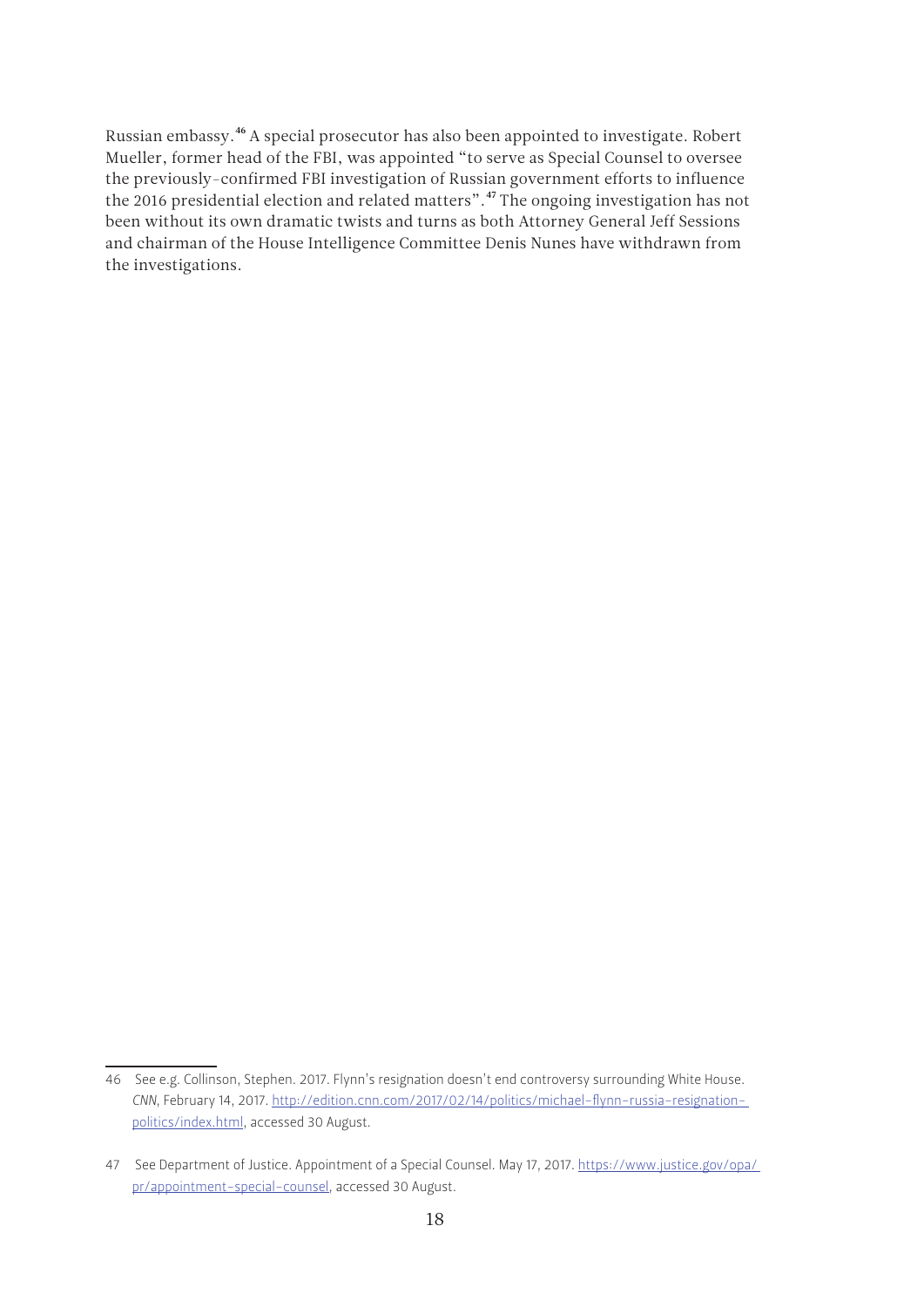Russian embassy.[46] A special prosecutor has also been appointed to investigate. Robert Mueller, former head of the FBI, was appointed "to serve as Special Counsel to oversee the previously-confirmed FBI investigation of Russian government efforts to influence the 2016 presidential election and related matters".[47] The ongoing investigation has not been without its own dramatic twists and turns as both Attorney General Jeff Sessions and chairman of the House Intelligence Committee Denis Nunes have withdrawn from the investigations.

---

46 See e.g. Collinson, Stephen. 2017. Flynn's resignation doesn't end controversy surrounding White House. *CNN*, February 14, 2017. http://edition.cnn.com/2017/02/14/politics/michael-flynn-russia-resignation-politics/index.html, accessed 30 August.

47 See Department of Justice. Appointment of a Special Counsel. May 17, 2017. https://www.justice.gov/opa/pr/appointment-special-counsel, accessed 30 August.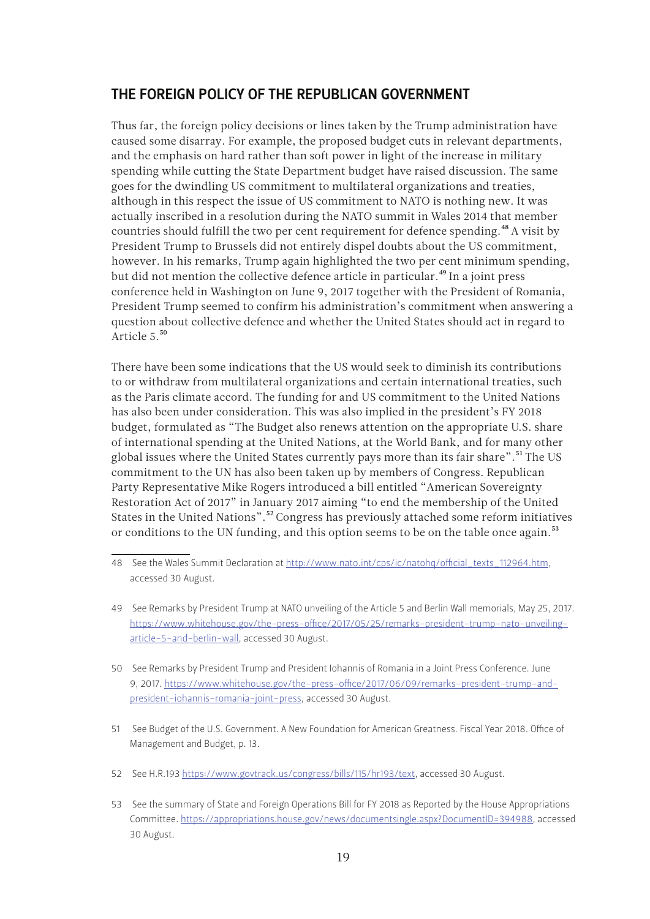## THE FOREIGN POLICY OF THE REPUBLICAN GOVERNMENT

Thus far, the foreign policy decisions or lines taken by the Trump administration have caused some disarray. For example, the proposed budget cuts in relevant departments, and the emphasis on hard rather than soft power in light of the increase in military spending while cutting the State Department budget have raised discussion. The same goes for the dwindling US commitment to multilateral organizations and treaties, although in this respect the issue of US commitment to NATO is nothing new. It was actually inscribed in a resolution during the NATO summit in Wales 2014 that member countries should fulfill the two per cent requirement for defence spending.[48] A visit by President Trump to Brussels did not entirely dispel doubts about the US commitment, however. In his remarks, Trump again highlighted the two per cent minimum spending, but did not mention the collective defence article in particular.[49] In a joint press conference held in Washington on June 9, 2017 together with the President of Romania, President Trump seemed to confirm his administration's commitment when answering a question about collective defence and whether the United States should act in regard to Article 5.[50]

There have been some indications that the US would seek to diminish its contributions to or withdraw from multilateral organizations and certain international treaties, such as the Paris climate accord. The funding for and US commitment to the United Nations has also been under consideration. This was also implied in the president's FY 2018 budget, formulated as "The Budget also renews attention on the appropriate U.S. share of international spending at the United Nations, at the World Bank, and for many other global issues where the United States currently pays more than its fair share".[51] The US commitment to the UN has also been taken up by members of Congress. Republican Party Representative Mike Rogers introduced a bill entitled "American Sovereignty Restoration Act of 2017" in January 2017 aiming "to end the membership of the United States in the United Nations".[52] Congress has previously attached some reform initiatives or conditions to the UN funding, and this option seems to be on the table once again.[53]

---

48 See the Wales Summit Declaration at http://www.nato.int/cps/ic/natohq/official_texts_112964.htm, accessed 30 August.

49 See Remarks by President Trump at NATO unveiling of the Article 5 and Berlin Wall memorials, May 25, 2017. https://www.whitehouse.gov/the-press-office/2017/05/25/remarks-president-trump-nato-unveiling-article-5-and-berlin-wall, accessed 30 August.

50 See Remarks by President Trump and President Iohannis of Romania in a Joint Press Conference. June 9, 2017. https://www.whitehouse.gov/the-press-office/2017/06/09/remarks-president-trump-and-president-iohannis-romania-joint-press, accessed 30 August.

51 See Budget of the U.S. Government. A New Foundation for American Greatness. Fiscal Year 2018. Office of Management and Budget, p. 13.

52 See H.R.193 https://www.govtrack.us/congress/bills/115/hr193/text, accessed 30 August.

53 See the summary of State and Foreign Operations Bill for FY 2018 as Reported by the House Appropriations Committee. https://appropriations.house.gov/news/documentsingle.aspx?DocumentID=394988, accessed 30 August.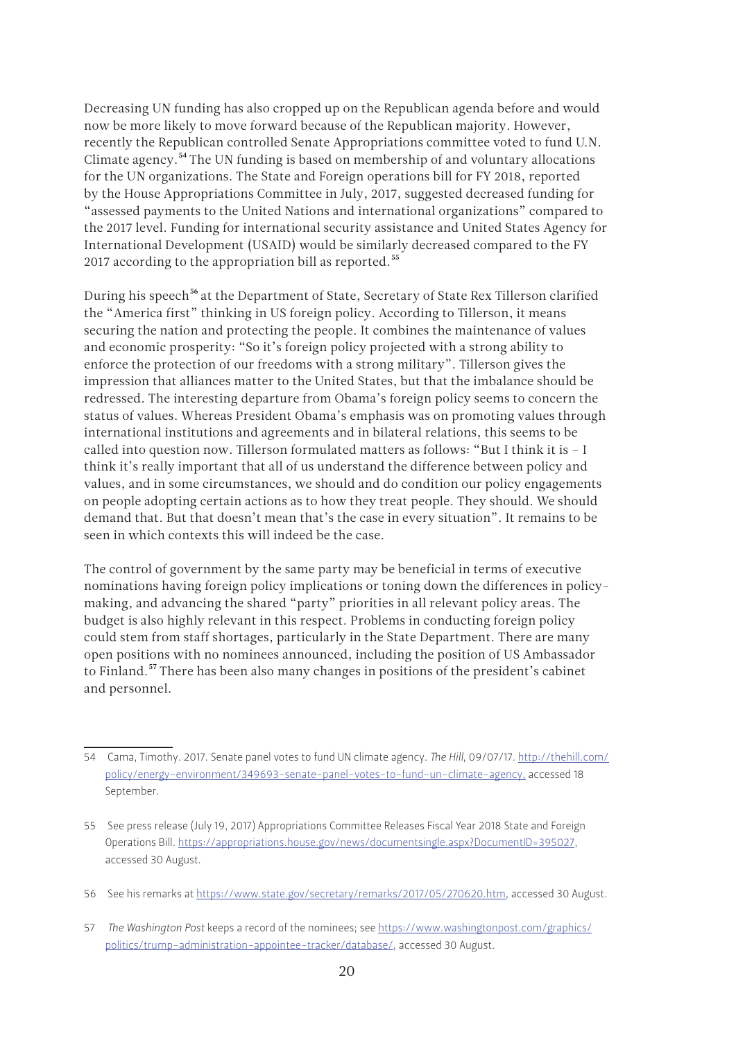Decreasing UN funding has also cropped up on the Republican agenda before and would now be more likely to move forward because of the Republican majority. However, recently the Republican controlled Senate Appropriations committee voted to fund U.N. Climate agency.[54] The UN funding is based on membership of and voluntary allocations for the UN organizations. The State and Foreign operations bill for FY 2018, reported by the House Appropriations Committee in July, 2017, suggested decreased funding for "assessed payments to the United Nations and international organizations" compared to the 2017 level. Funding for international security assistance and United States Agency for International Development (USAID) would be similarly decreased compared to the FY 2017 according to the appropriation bill as reported.[55]

During his speech[56] at the Department of State, Secretary of State Rex Tillerson clarified the "America first" thinking in US foreign policy. According to Tillerson, it means securing the nation and protecting the people. It combines the maintenance of values and economic prosperity: "So it's foreign policy projected with a strong ability to enforce the protection of our freedoms with a strong military". Tillerson gives the impression that alliances matter to the United States, but that the imbalance should be redressed. The interesting departure from Obama's foreign policy seems to concern the status of values. Whereas President Obama's emphasis was on promoting values through international institutions and agreements and in bilateral relations, this seems to be called into question now. Tillerson formulated matters as follows: "But I think it is – I think it's really important that all of us understand the difference between policy and values, and in some circumstances, we should and do condition our policy engagements on people adopting certain actions as to how they treat people. They should. We should demand that. But that doesn't mean that's the case in every situation". It remains to be seen in which contexts this will indeed be the case.

The control of government by the same party may be beneficial in terms of executive nominations having foreign policy implications or toning down the differences in policy-making, and advancing the shared "party" priorities in all relevant policy areas. The budget is also highly relevant in this respect. Problems in conducting foreign policy could stem from staff shortages, particularly in the State Department. There are many open positions with no nominees announced, including the position of US Ambassador to Finland.[57] There has been also many changes in positions of the president's cabinet and personnel.

---

54 Cama, Timothy. 2017. Senate panel votes to fund UN climate agency. *The Hill*, 09/07/17. http://thehill.com/policy/energy-environment/349693-senate-panel-votes-to-fund-un-climate-agency, accessed 18 September.

55 See press release (July 19, 2017) Appropriations Committee Releases Fiscal Year 2018 State and Foreign Operations Bill. https://appropriations.house.gov/news/documentsingle.aspx?DocumentID=395027, accessed 30 August.

56 See his remarks at https://www.state.gov/secretary/remarks/2017/05/270620.htm, accessed 30 August.

57 *The Washington Post* keeps a record of the nominees; see https://www.washingtonpost.com/graphics/politics/trump-administration-appointee-tracker/database/, accessed 30 August.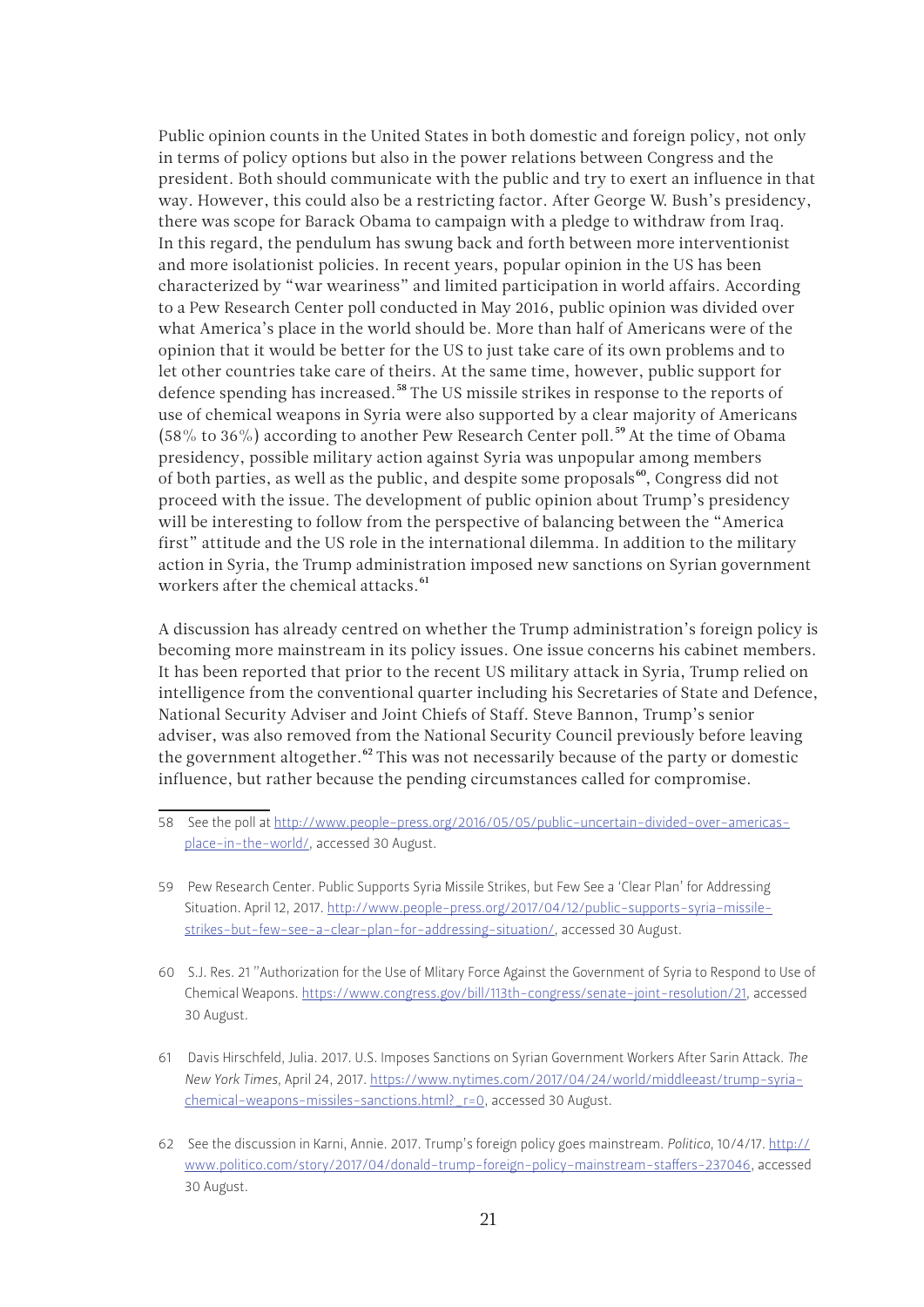Public opinion counts in the United States in both domestic and foreign policy, not only in terms of policy options but also in the power relations between Congress and the president. Both should communicate with the public and try to exert an influence in that way. However, this could also be a restricting factor. After George W. Bush's presidency, there was scope for Barack Obama to campaign with a pledge to withdraw from Iraq. In this regard, the pendulum has swung back and forth between more interventionist and more isolationist policies. In recent years, popular opinion in the US has been characterized by "war weariness" and limited participation in world affairs. According to a Pew Research Center poll conducted in May 2016, public opinion was divided over what America's place in the world should be. More than half of Americans were of the opinion that it would be better for the US to just take care of its own problems and to let other countries take care of theirs. At the same time, however, public support for defence spending has increased.[58] The US missile strikes in response to the reports of use of chemical weapons in Syria were also supported by a clear majority of Americans (58% to 36%) according to another Pew Research Center poll.[59] At the time of Obama presidency, possible military action against Syria was unpopular among members of both parties, as well as the public, and despite some proposals[60], Congress did not proceed with the issue. The development of public opinion about Trump's presidency will be interesting to follow from the perspective of balancing between the "America first" attitude and the US role in the international dilemma. In addition to the military action in Syria, the Trump administration imposed new sanctions on Syrian government workers after the chemical attacks.[61]

A discussion has already centred on whether the Trump administration's foreign policy is becoming more mainstream in its policy issues. One issue concerns his cabinet members. It has been reported that prior to the recent US military attack in Syria, Trump relied on intelligence from the conventional quarter including his Secretaries of State and Defence, National Security Adviser and Joint Chiefs of Staff. Steve Bannon, Trump's senior adviser, was also removed from the National Security Council previously before leaving the government altogether.[62] This was not necessarily because of the party or domestic influence, but rather because the pending circumstances called for compromise.

---

58 See the poll at http://www.people-press.org/2016/05/05/public-uncertain-divided-over-americas-place-in-the-world/, accessed 30 August.

59 Pew Research Center. Public Supports Syria Missile Strikes, but Few See a 'Clear Plan' for Addressing Situation. April 12, 2017. http://www.people-press.org/2017/04/12/public-supports-syria-missile-strikes-but-few-see-a-clear-plan-for-addressing-situation/, accessed 30 August.

60 S.J. Res. 21 "Authorization for the Use of Mlitary Force Against the Government of Syria to Respond to Use of Chemical Weapons. https://www.congress.gov/bill/113th-congress/senate-joint-resolution/21, accessed 30 August.

61 Davis Hirschfeld, Julia. 2017. U.S. Imposes Sanctions on Syrian Government Workers After Sarin Attack. *The New York Times*, April 24, 2017. https://www.nytimes.com/2017/04/24/world/middleeast/trump-syria-chemical-weapons-missiles-sanctions.html?_r=0, accessed 30 August.

62 See the discussion in Karni, Annie. 2017. Trump's foreign policy goes mainstream. *Politico*, 10/4/17. http://www.politico.com/story/2017/04/donald-trump-foreign-policy-mainstream-staffers-237046, accessed 30 August.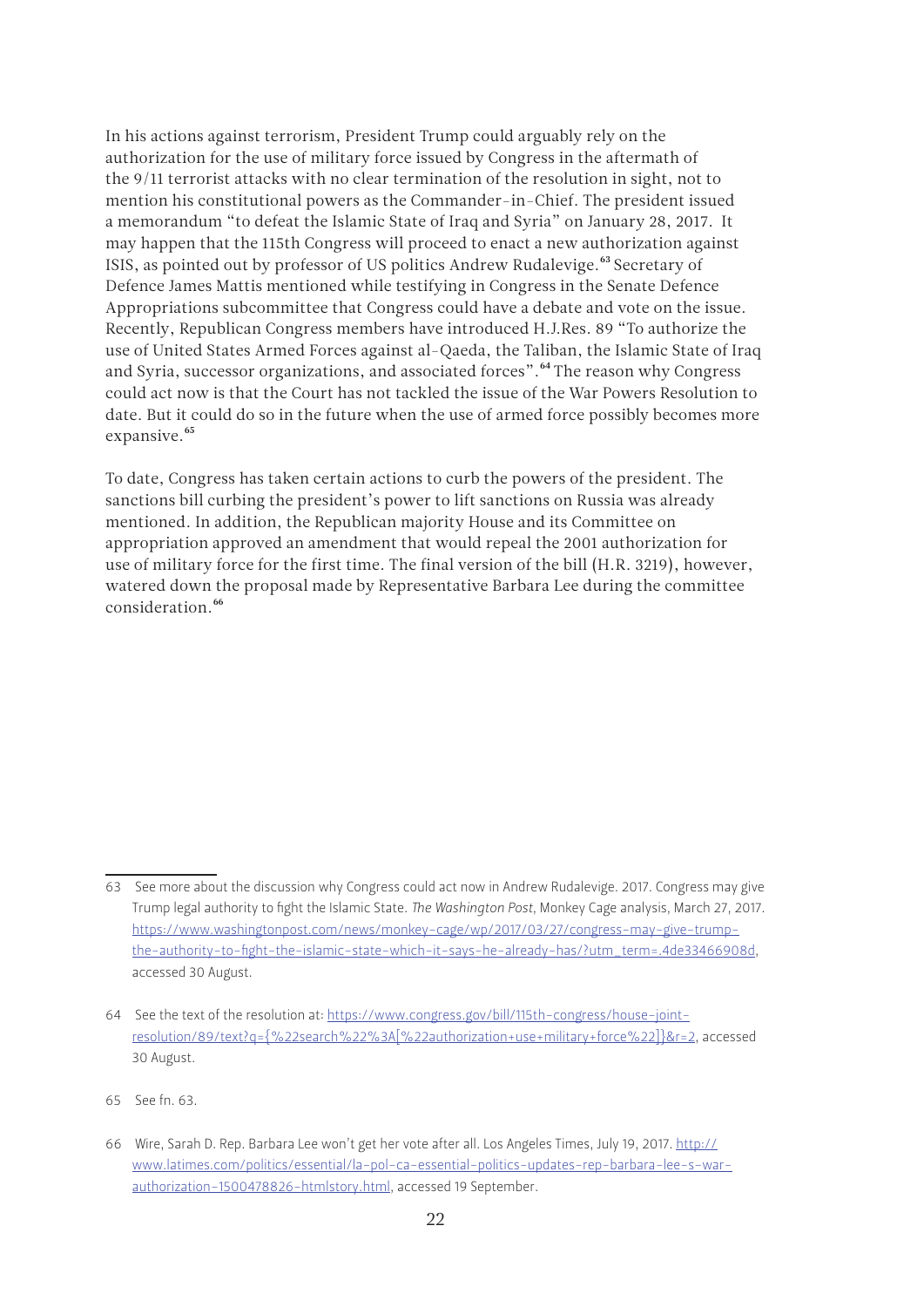In his actions against terrorism, President Trump could arguably rely on the authorization for the use of military force issued by Congress in the aftermath of the 9/11 terrorist attacks with no clear termination of the resolution in sight, not to mention his constitutional powers as the Commander-in-Chief. The president issued a memorandum "to defeat the Islamic State of Iraq and Syria" on January 28, 2017. It may happen that the 115th Congress will proceed to enact a new authorization against ISIS, as pointed out by professor of US politics Andrew Rudalevige.[63] Secretary of Defence James Mattis mentioned while testifying in Congress in the Senate Defence Appropriations subcommittee that Congress could have a debate and vote on the issue. Recently, Republican Congress members have introduced H.J.Res. 89 "To authorize the use of United States Armed Forces against al-Qaeda, the Taliban, the Islamic State of Iraq and Syria, successor organizations, and associated forces".[64] The reason why Congress could act now is that the Court has not tackled the issue of the War Powers Resolution to date. But it could do so in the future when the use of armed force possibly becomes more expansive.[65]

To date, Congress has taken certain actions to curb the powers of the president. The sanctions bill curbing the president's power to lift sanctions on Russia was already mentioned. In addition, the Republican majority House and its Committee on appropriation approved an amendment that would repeal the 2001 authorization for use of military force for the first time. The final version of the bill (H.R. 3219), however, watered down the proposal made by Representative Barbara Lee during the committee consideration.[66]

---

63 See more about the discussion why Congress could act now in Andrew Rudalevige. 2017. Congress may give Trump legal authority to fight the Islamic State. *The Washington Post*, Monkey Cage analysis, March 27, 2017. https://www.washingtonpost.com/news/monkey-cage/wp/2017/03/27/congress-may-give-trump-the-authority-to-fight-the-islamic-state-which-it-says-he-already-has/?utm_term=.4de33466908d, accessed 30 August.

64 See the text of the resolution at: https://www.congress.gov/bill/115th-congress/house-joint-resolution/89/text?q={%22search%22%3A[%22authorization+use+military+force%22]}&r=2, accessed 30 August.

65 See fn. 63.

66 Wire, Sarah D. Rep. Barbara Lee won't get her vote after all. Los Angeles Times, July 19, 2017. http://www.latimes.com/politics/essential/la-pol-ca-essential-politics-updates-rep-barbara-lee-s-war-authorization-1500478826-htmlstory.html, accessed 19 September.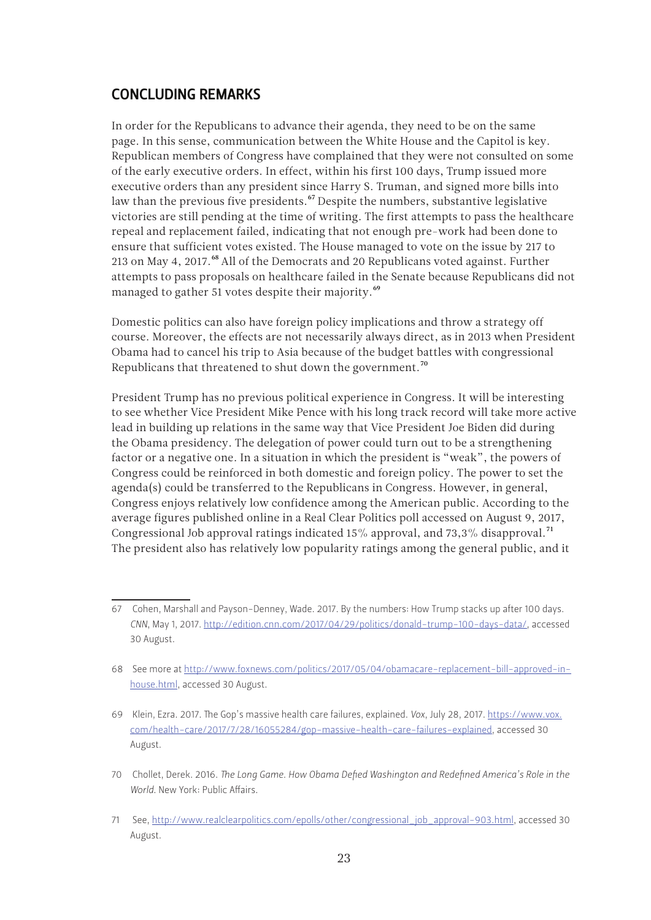## CONCLUDING REMARKS

In order for the Republicans to advance their agenda, they need to be on the same page. In this sense, communication between the White House and the Capitol is key. Republican members of Congress have complained that they were not consulted on some of the early executive orders. In effect, within his first 100 days, Trump issued more executive orders than any president since Harry S. Truman, and signed more bills into law than the previous five presidents.[67] Despite the numbers, substantive legislative victories are still pending at the time of writing. The first attempts to pass the healthcare repeal and replacement failed, indicating that not enough pre-work had been done to ensure that sufficient votes existed. The House managed to vote on the issue by 217 to 213 on May 4, 2017.[68] All of the Democrats and 20 Republicans voted against. Further attempts to pass proposals on healthcare failed in the Senate because Republicans did not managed to gather 51 votes despite their majority.[69]

Domestic politics can also have foreign policy implications and throw a strategy off course. Moreover, the effects are not necessarily always direct, as in 2013 when President Obama had to cancel his trip to Asia because of the budget battles with congressional Republicans that threatened to shut down the government.[70]

President Trump has no previous political experience in Congress. It will be interesting to see whether Vice President Mike Pence with his long track record will take more active lead in building up relations in the same way that Vice President Joe Biden did during the Obama presidency. The delegation of power could turn out to be a strengthening factor or a negative one. In a situation in which the president is "weak", the powers of Congress could be reinforced in both domestic and foreign policy. The power to set the agenda(s) could be transferred to the Republicans in Congress. However, in general, Congress enjoys relatively low confidence among the American public. According to the average figures published online in a Real Clear Politics poll accessed on August 9, 2017, Congressional Job approval ratings indicated 15% approval, and 73,3% disapproval.[71] The president also has relatively low popularity ratings among the general public, and it

---

67 Cohen, Marshall and Payson-Denney, Wade. 2017. By the numbers: How Trump stacks up after 100 days. *CNN*, May 1, 2017. http://edition.cnn.com/2017/04/29/politics/donald-trump-100-days-data/, accessed 30 August.

68 See more at http://www.foxnews.com/politics/2017/05/04/obamacare-replacement-bill-approved-in-house.html, accessed 30 August.

69 Klein, Ezra. 2017. The Gop's massive health care failures, explained. *Vox*, July 28, 2017. https://www.vox.com/health-care/2017/7/28/16055284/gop-massive-health-care-failures-explained, accessed 30 August.

70 Chollet, Derek. 2016. *The Long Game. How Obama Defied Washington and Redefined America's Role in the World*. New York: Public Affairs.

71 See, http://www.realclearpolitics.com/epolls/other/congressional_job_approval-903.html, accessed 30 August.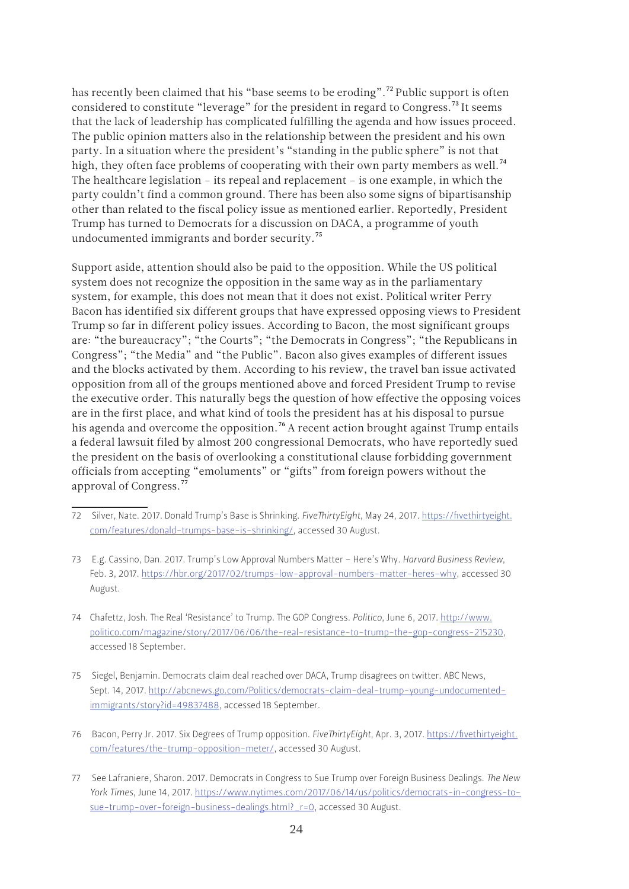has recently been claimed that his "base seems to be eroding".[72] Public support is often considered to constitute "leverage" for the president in regard to Congress.[73] It seems that the lack of leadership has complicated fulfilling the agenda and how issues proceed. The public opinion matters also in the relationship between the president and his own party. In a situation where the president's "standing in the public sphere" is not that high, they often face problems of cooperating with their own party members as well.[74] The healthcare legislation – its repeal and replacement – is one example, in which the party couldn't find a common ground. There has been also some signs of bipartisanship other than related to the fiscal policy issue as mentioned earlier. Reportedly, President Trump has turned to Democrats for a discussion on DACA, a programme of youth undocumented immigrants and border security.[75]

Support aside, attention should also be paid to the opposition. While the US political system does not recognize the opposition in the same way as in the parliamentary system, for example, this does not mean that it does not exist. Political writer Perry Bacon has identified six different groups that have expressed opposing views to President Trump so far in different policy issues. According to Bacon, the most significant groups are: "the bureaucracy"; "the Courts"; "the Democrats in Congress"; "the Republicans in Congress"; "the Media" and "the Public". Bacon also gives examples of different issues and the blocks activated by them. According to his review, the travel ban issue activated opposition from all of the groups mentioned above and forced President Trump to revise the executive order. This naturally begs the question of how effective the opposing voices are in the first place, and what kind of tools the president has at his disposal to pursue his agenda and overcome the opposition.[76] A recent action brought against Trump entails a federal lawsuit filed by almost 200 congressional Democrats, who have reportedly sued the president on the basis of overlooking a constitutional clause forbidding government officials from accepting "emoluments" or "gifts" from foreign powers without the approval of Congress.[77]

---

72 Silver, Nate. 2017. Donald Trump's Base is Shrinking. *FiveThirtyEight*, May 24, 2017. https://fivethirtyeight.com/features/donald-trumps-base-is-shrinking/, accessed 30 August.

73 E.g. Cassino, Dan. 2017. Trump's Low Approval Numbers Matter – Here's Why. *Harvard Business Review*, Feb. 3, 2017. https://hbr.org/2017/02/trumps-low-approval-numbers-matter-heres-why, accessed 30 August.

74 Chafetz, Josh. The Real 'Resistance' to Trump. The GOP Congress. *Politico*, June 6, 2017. http://www.politico.com/magazine/story/2017/06/06/the-real-resistance-to-trump-the-gop-congress-215230, accessed 18 September.

75 Siegel, Benjamin. Democrats claim deal reached over DACA, Trump disagrees on twitter. ABC News, Sept. 14, 2017. http://abcnews.go.com/Politics/democrats-claim-deal-trump-young-undocumented-immigrants/story?id=49837488, accessed 18 September.

76 Bacon, Perry Jr. 2017. Six Degrees of Trump opposition. *FiveThirtyEight*, Apr. 3, 2017. https://fivethirtyeight.com/features/the-trump-opposition-meter/, accessed 30 August.

77 See Lafraniere, Sharon. 2017. Democrats in Congress to Sue Trump over Foreign Business Dealings. *The New York Times*, June 14, 2017. https://www.nytimes.com/2017/06/14/us/politics/democrats-in-congress-to-sue-trump-over-foreign-business-dealings.html?_r=0, accessed 30 August.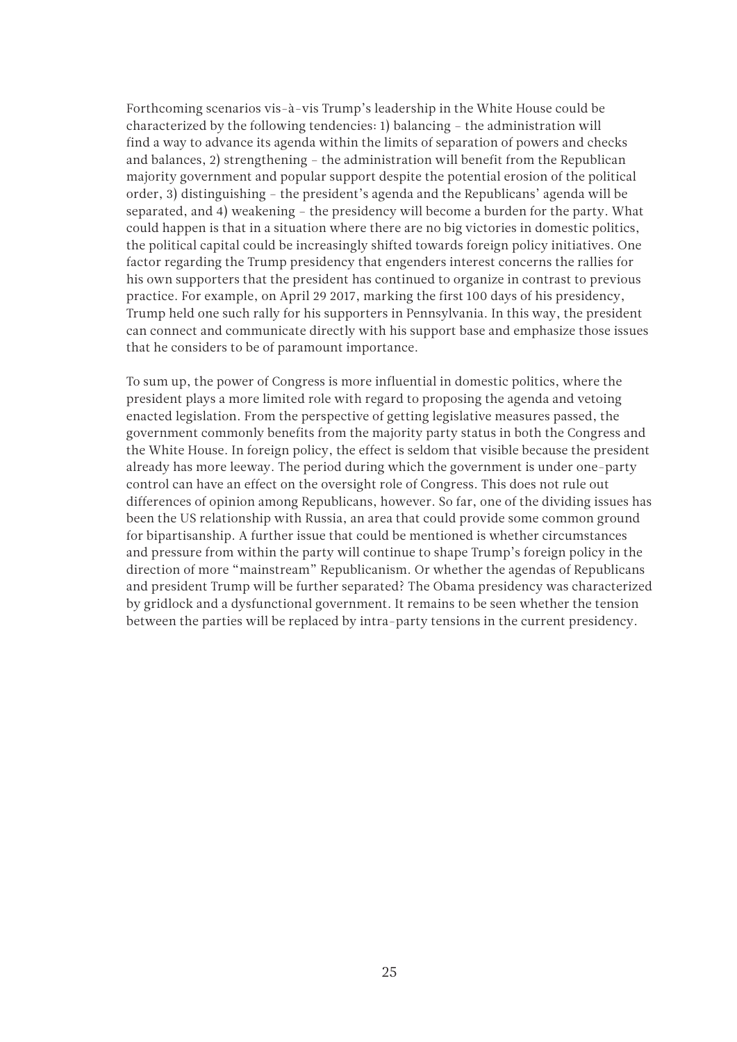Forthcoming scenarios vis-à-vis Trump's leadership in the White House could be characterized by the following tendencies: 1) balancing – the administration will find a way to advance its agenda within the limits of separation of powers and checks and balances, 2) strengthening – the administration will benefit from the Republican majority government and popular support despite the potential erosion of the political order, 3) distinguishing – the president's agenda and the Republicans' agenda will be separated, and 4) weakening – the presidency will become a burden for the party. What could happen is that in a situation where there are no big victories in domestic politics, the political capital could be increasingly shifted towards foreign policy initiatives. One factor regarding the Trump presidency that engenders interest concerns the rallies for his own supporters that the president has continued to organize in contrast to previous practice. For example, on April 29 2017, marking the first 100 days of his presidency, Trump held one such rally for his supporters in Pennsylvania. In this way, the president can connect and communicate directly with his support base and emphasize those issues that he considers to be of paramount importance.

To sum up, the power of Congress is more influential in domestic politics, where the president plays a more limited role with regard to proposing the agenda and vetoing enacted legislation. From the perspective of getting legislative measures passed, the government commonly benefits from the majority party status in both the Congress and the White House. In foreign policy, the effect is seldom that visible because the president already has more leeway. The period during which the government is under one-party control can have an effect on the oversight role of Congress. This does not rule out differences of opinion among Republicans, however. So far, one of the dividing issues has been the US relationship with Russia, an area that could provide some common ground for bipartisanship. A further issue that could be mentioned is whether circumstances and pressure from within the party will continue to shape Trump's foreign policy in the direction of more "mainstream" Republicanism. Or whether the agendas of Republicans and president Trump will be further separated? The Obama presidency was characterized by gridlock and a dysfunctional government. It remains to be seen whether the tension between the parties will be replaced by intra-party tensions in the current presidency.